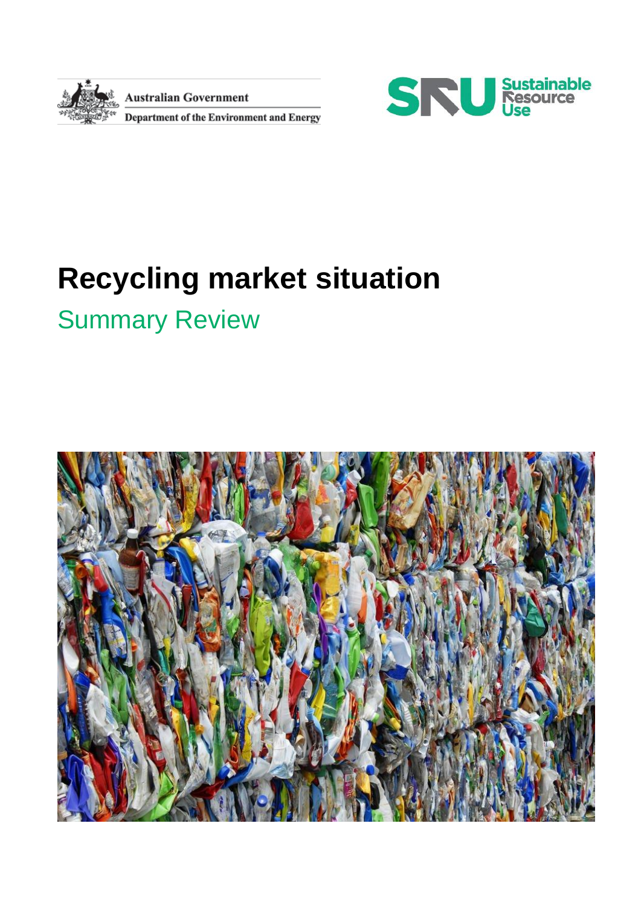Australian Government

Department of the Environment and Energy

Sustainable Resource Use

# Recycling market situation

## Summary Review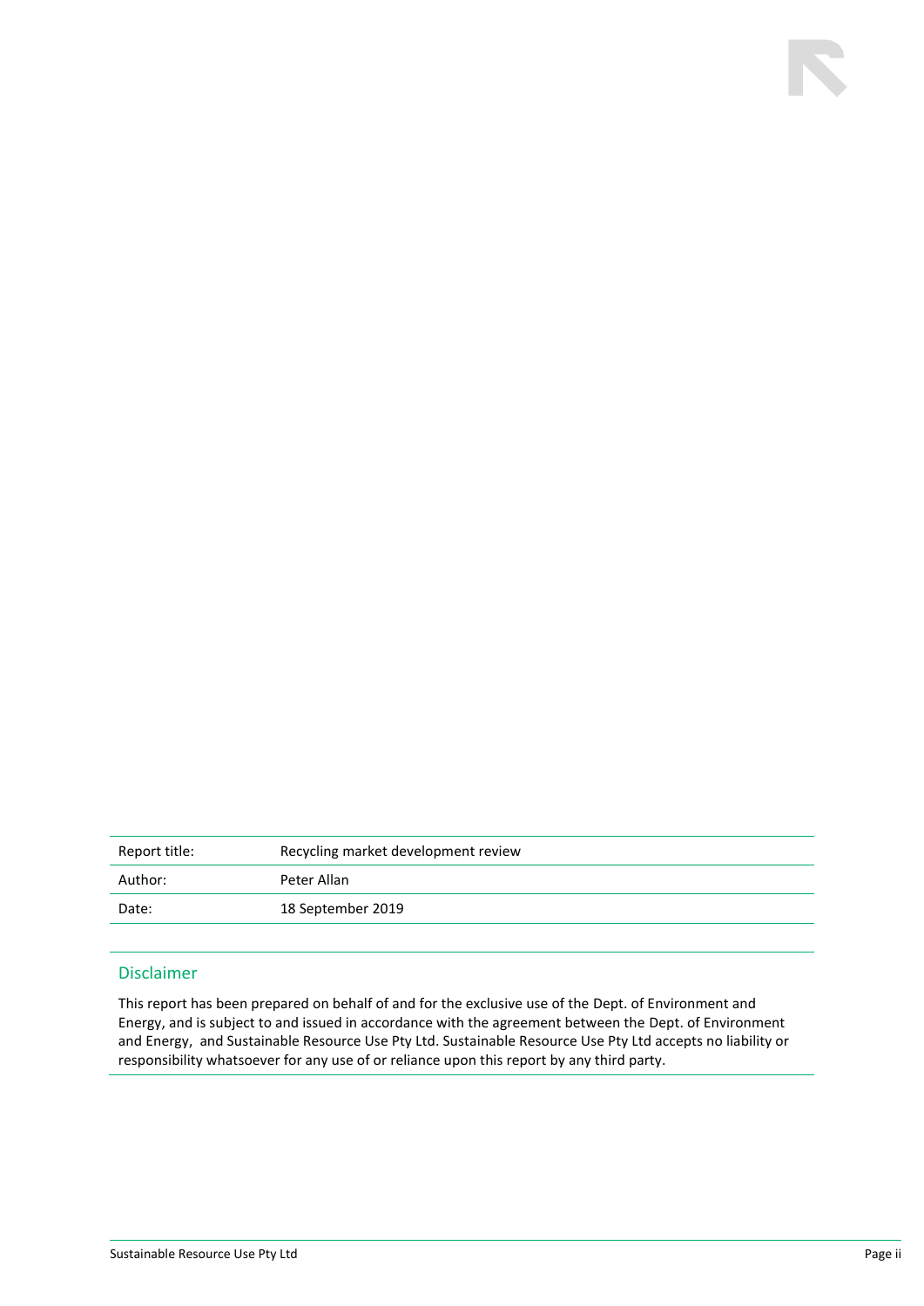| Report title: | Recycling market development review |
|---|---|
| Author: | Peter Allan |
| Date: | 18 September 2019 |

## Disclaimer

This report has been prepared on behalf of and for the exclusive use of the Dept. of Environment and Energy, and is subject to and issued in accordance with the agreement between the Dept. of Environment and Energy, and Sustainable Resource Use Pty Ltd. Sustainable Resource Use Pty Ltd accepts no liability or responsibility whatsoever for any use of or reliance upon this report by any third party.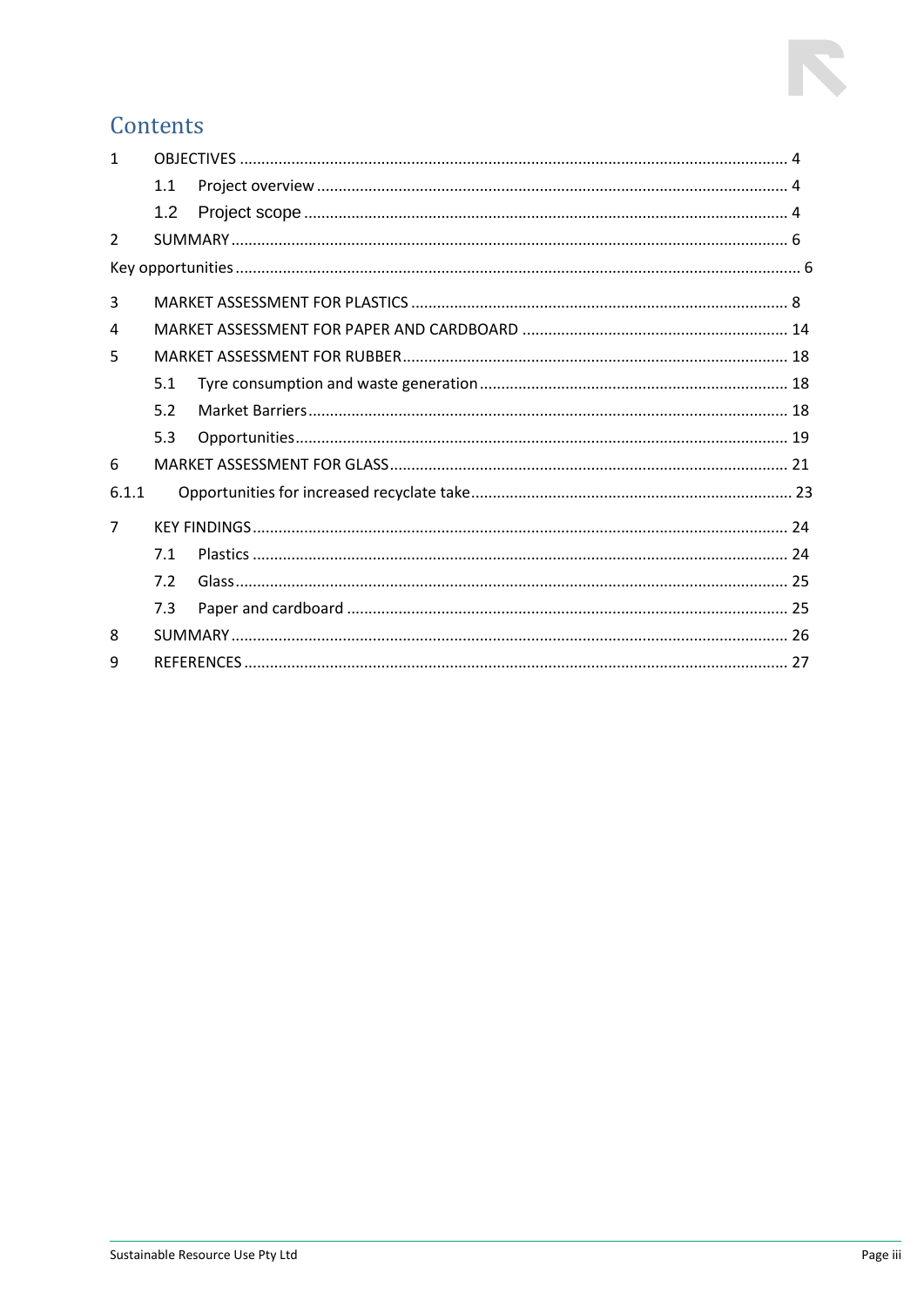# Contents

1 OBJECTIVES ........................................................ 4

   1.1 Project overview ........................................................ 4

   1.2 Project scope ........................................................ 4

2 SUMMARY ........................................................ 6

Key opportunities ........................................................ 6

3 MARKET ASSESSMENT FOR PLASTICS ........................................................ 8

4 MARKET ASSESSMENT FOR PAPER AND CARDBOARD ........................................................ 14

5 MARKET ASSESSMENT FOR RUBBER ........................................................ 18

   5.1 Tyre consumption and waste generation ........................................................ 18

   5.2 Market Barriers ........................................................ 18

   5.3 Opportunities ........................................................ 19

6 MARKET ASSESSMENT FOR GLASS ........................................................ 21

6.1.1 Opportunities for increased recyclate take ........................................................ 23

7 KEY FINDINGS ........................................................ 24

   7.1 Plastics ........................................................ 24

   7.2 Glass ........................................................ 25

   7.3 Paper and cardboard ........................................................ 25

8 SUMMARY ........................................................ 26

9 REFERENCES ........................................................ 27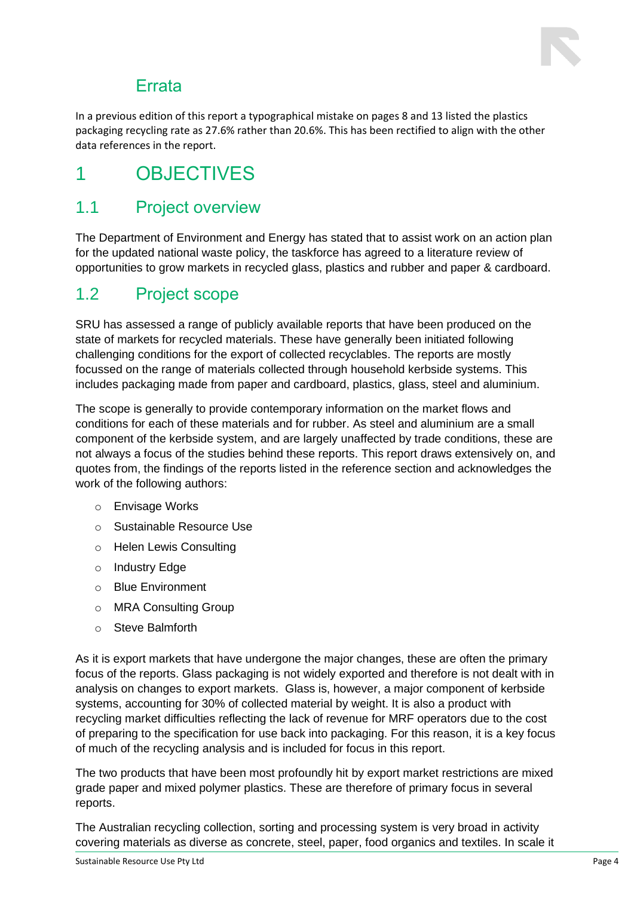## Errata

In a previous edition of this report a typographical mistake on pages 8 and 13 listed the plastics packaging recycling rate as 27.6% rather than 20.6%. This has been rectified to align with the other data references in the report.

# 1 OBJECTIVES

## 1.1 Project overview

The Department of Environment and Energy has stated that to assist work on an action plan for the updated national waste policy, the taskforce has agreed to a literature review of opportunities to grow markets in recycled glass, plastics and rubber and paper & cardboard.

## 1.2 Project scope

SRU has assessed a range of publicly available reports that have been produced on the state of markets for recycled materials. These have generally been initiated following challenging conditions for the export of collected recyclables. The reports are mostly focussed on the range of materials collected through household kerbside systems. This includes packaging made from paper and cardboard, plastics, glass, steel and aluminium.

The scope is generally to provide contemporary information on the market flows and conditions for each of these materials and for rubber. As steel and aluminium are a small component of the kerbside system, and are largely unaffected by trade conditions, these are not always a focus of the studies behind these reports. This report draws extensively on, and quotes from, the findings of the reports listed in the reference section and acknowledges the work of the following authors:

- Envisage Works
- Sustainable Resource Use
- Helen Lewis Consulting
- Industry Edge
- Blue Environment
- MRA Consulting Group
- Steve Balmforth

As it is export markets that have undergone the major changes, these are often the primary focus of the reports. Glass packaging is not widely exported and therefore is not dealt with in analysis on changes to export markets. Glass is, however, a major component of kerbside systems, accounting for 30% of collected material by weight. It is also a product with recycling market difficulties reflecting the lack of revenue for MRF operators due to the cost of preparing to the specification for use back into packaging. For this reason, it is a key focus of much of the recycling analysis and is included for focus in this report.

The two products that have been most profoundly hit by export market restrictions are mixed grade paper and mixed polymer plastics. These are therefore of primary focus in several reports.

The Australian recycling collection, sorting and processing system is very broad in activity covering materials as diverse as concrete, steel, paper, food organics and textiles. In scale it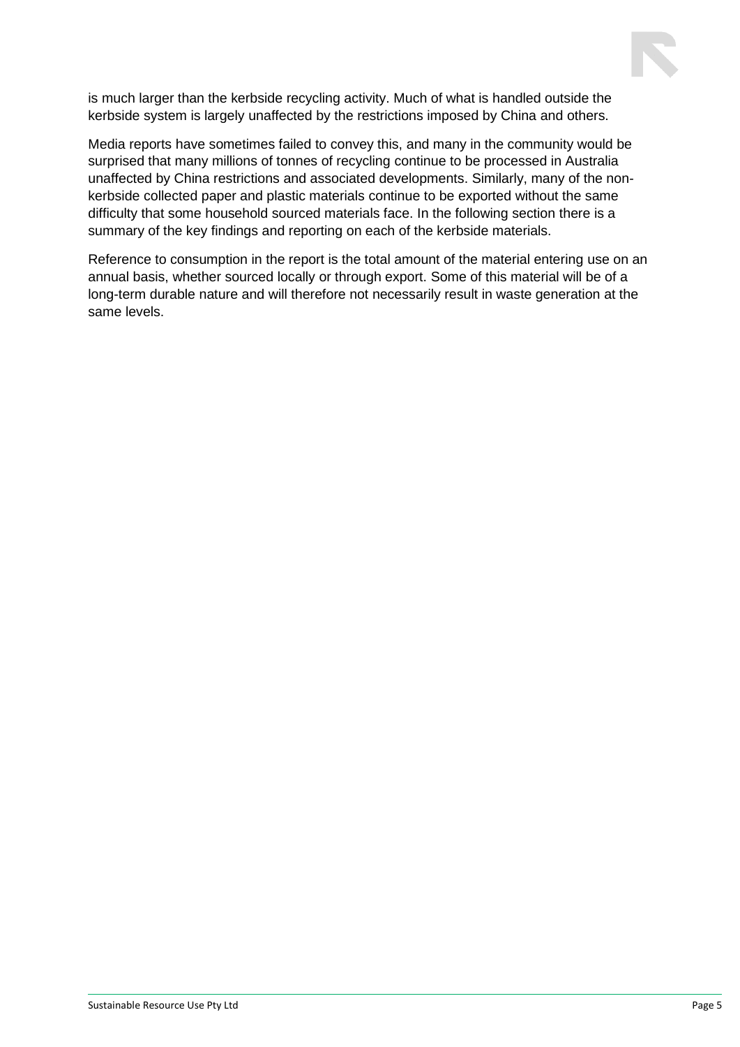is much larger than the kerbside recycling activity. Much of what is handled outside the kerbside system is largely unaffected by the restrictions imposed by China and others.

Media reports have sometimes failed to convey this, and many in the community would be surprised that many millions of tonnes of recycling continue to be processed in Australia unaffected by China restrictions and associated developments. Similarly, many of the non-kerbside collected paper and plastic materials continue to be exported without the same difficulty that some household sourced materials face. In the following section there is a summary of the key findings and reporting on each of the kerbside materials.

Reference to consumption in the report is the total amount of the material entering use on an annual basis, whether sourced locally or through export. Some of this material will be of a long-term durable nature and will therefore not necessarily result in waste generation at the same levels.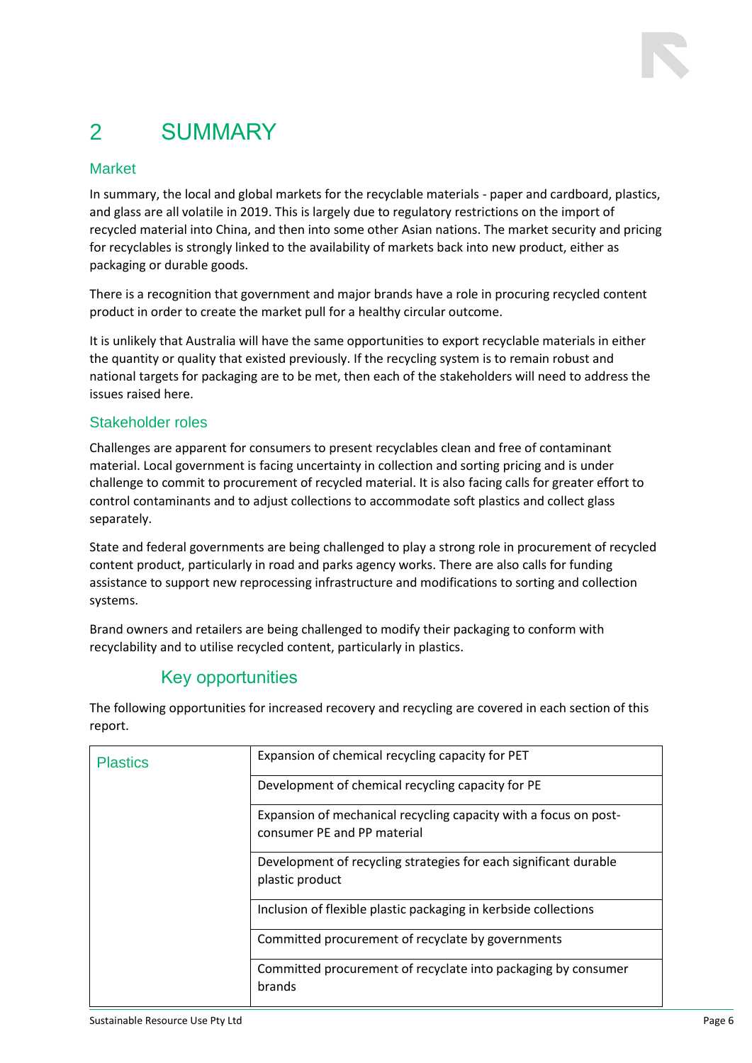# 2 SUMMARY

## Market

In summary, the local and global markets for the recyclable materials - paper and cardboard, plastics, and glass are all volatile in 2019. This is largely due to regulatory restrictions on the import of recycled material into China, and then into some other Asian nations. The market security and pricing for recyclables is strongly linked to the availability of markets back into new product, either as packaging or durable goods.

There is a recognition that government and major brands have a role in procuring recycled content product in order to create the market pull for a healthy circular outcome.

It is unlikely that Australia will have the same opportunities to export recyclable materials in either the quantity or quality that existed previously. If the recycling system is to remain robust and national targets for packaging are to be met, then each of the stakeholders will need to address the issues raised here.

## Stakeholder roles

Challenges are apparent for consumers to present recyclables clean and free of contaminant material. Local government is facing uncertainty in collection and sorting pricing and is under challenge to commit to procurement of recycled material. It is also facing calls for greater effort to control contaminants and to adjust collections to accommodate soft plastics and collect glass separately.

State and federal governments are being challenged to play a strong role in procurement of recycled content product, particularly in road and parks agency works. There are also calls for funding assistance to support new reprocessing infrastructure and modifications to sorting and collection systems.

Brand owners and retailers are being challenged to modify their packaging to conform with recyclability and to utilise recycled content, particularly in plastics.

## Key opportunities

The following opportunities for increased recovery and recycling are covered in each section of this report.

| | |
|---|---|
| Plastics | Expansion of chemical recycling capacity for PET |
| | Development of chemical recycling capacity for PE |
| | Expansion of mechanical recycling capacity with a focus on post-consumer PE and PP material |
| | Development of recycling strategies for each significant durable plastic product |
| | Inclusion of flexible plastic packaging in kerbside collections |
| | Committed procurement of recyclate by governments |
| | Committed procurement of recyclate into packaging by consumer brands |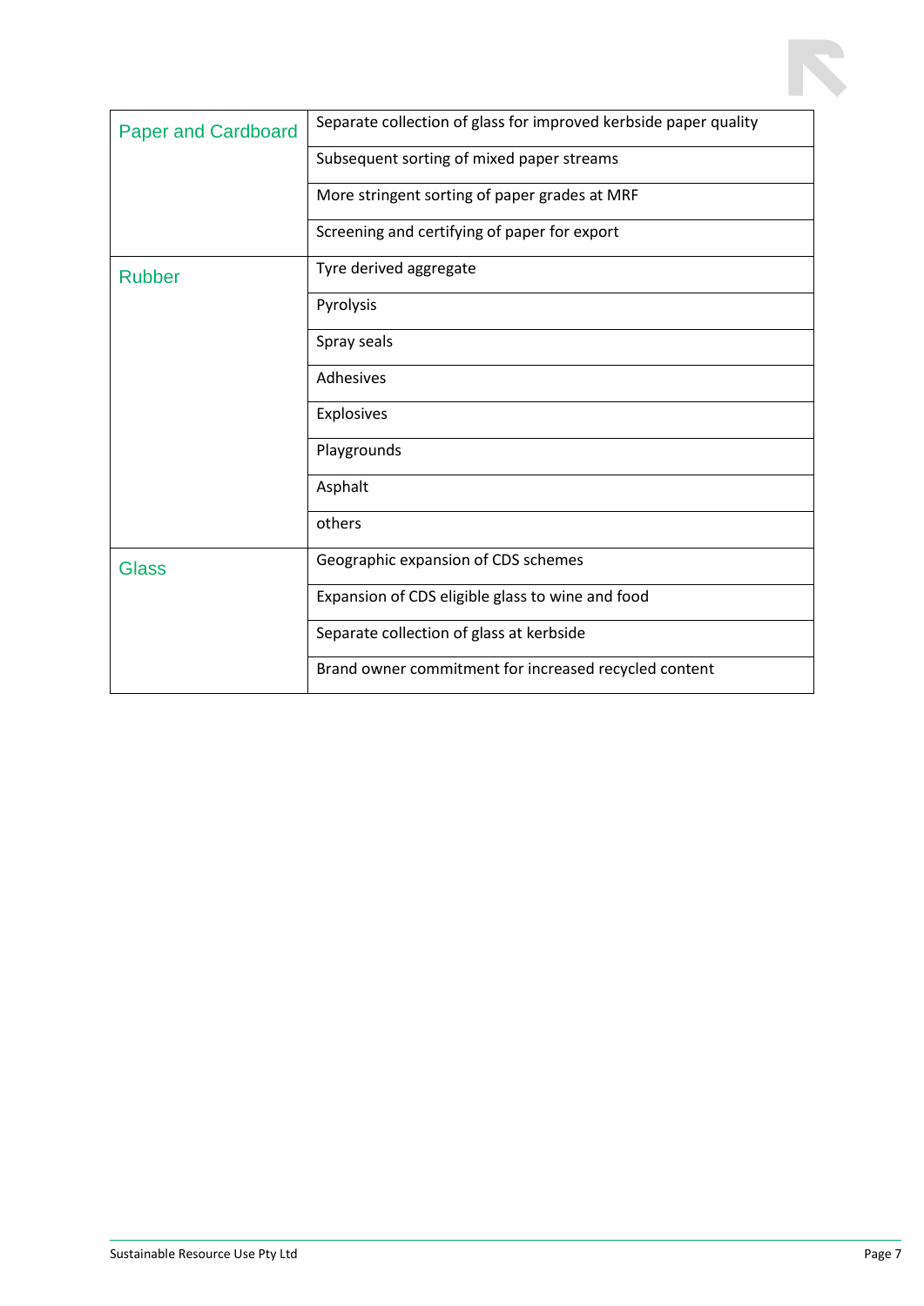| | |
|---|---|
| Paper and Cardboard | Separate collection of glass for improved kerbside paper quality |
| | Subsequent sorting of mixed paper streams |
| | More stringent sorting of paper grades at MRF |
| | Screening and certifying of paper for export |
| Rubber | Tyre derived aggregate |
| | Pyrolysis |
| | Spray seals |
| | Adhesives |
| | Explosives |
| | Playgrounds |
| | Asphalt |
| | others |
| Glass | Geographic expansion of CDS schemes |
| | Expansion of CDS eligible glass to wine and food |
| | Separate collection of glass at kerbside |
| | Brand owner commitment for increased recycled content |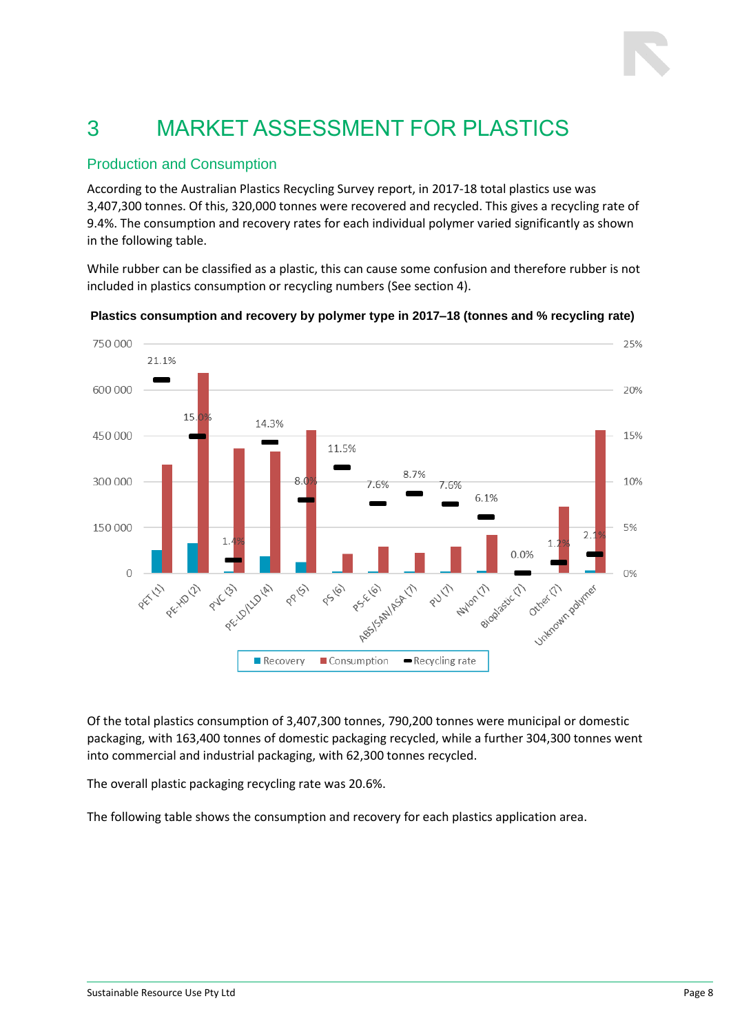# 3 MARKET ASSESSMENT FOR PLASTICS

## Production and Consumption

According to the Australian Plastics Recycling Survey report, in 2017-18 total plastics use was 3,407,300 tonnes. Of this, 320,000 tonnes were recovered and recycled. This gives a recycling rate of 9.4%. The consumption and recovery rates for each individual polymer varied significantly as shown in the following table.

While rubber can be classified as a plastic, this can cause some confusion and therefore rubber is not included in plastics consumption or recycling numbers (See section 4).

**Plastics consumption and recovery by polymer type in 2017–18 (tonnes and % recycling rate)**

| Polymer | Recycling rate |
|---|---|
| PET (1) | 21.1% |
| PE-HD (2) | 15.0% |
| PVC (3) | 1.4% |
| PE-LD/LLD (4) | 14.3% |
| PP (5) | 8.0% |
| PS (6) | 11.5% |
| PS-E (6) | 7.6% |
| ABS/SAN/ASA (7) | 8.7% |
| PU (7) | 7.6% |
| Nylon (7) | 6.1% |
| Bioplastic (7) | 0.0% |
| Other (7) | 1.2% |
| Unknown polymer | 2.1% |

Of the total plastics consumption of 3,407,300 tonnes, 790,200 tonnes were municipal or domestic packaging, with 163,400 tonnes of domestic packaging recycled, while a further 304,300 tonnes went into commercial and industrial packaging, with 62,300 tonnes recycled.

The overall plastic packaging recycling rate was 20.6%.

The following table shows the consumption and recovery for each plastics application area.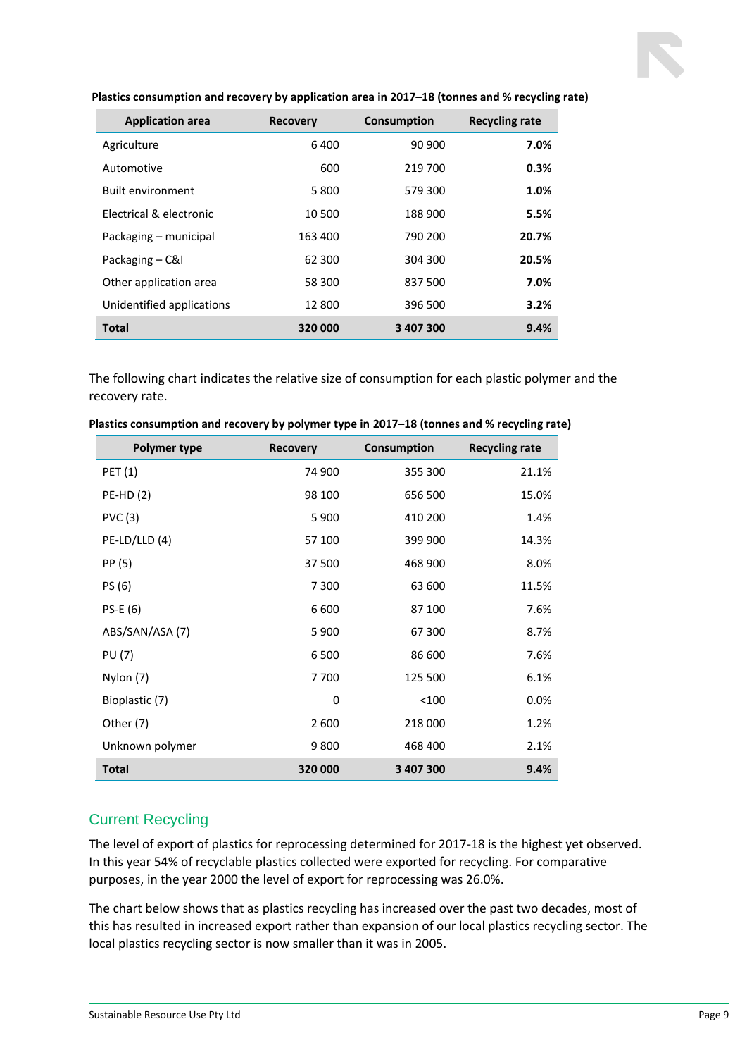**Plastics consumption and recovery by application area in 2017–18 (tonnes and % recycling rate)**

| Application area | Recovery | Consumption | Recycling rate |
|---|---|---|---|
| Agriculture | 6 400 | 90 900 | **7.0%** |
| Automotive | 600 | 219 700 | **0.3%** |
| Built environment | 5 800 | 579 300 | **1.0%** |
| Electrical & electronic | 10 500 | 188 900 | **5.5%** |
| Packaging – municipal | 163 400 | 790 200 | **20.7%** |
| Packaging – C&I | 62 300 | 304 300 | **20.5%** |
| Other application area | 58 300 | 837 500 | **7.0%** |
| Unidentified applications | 12 800 | 396 500 | **3.2%** |
| **Total** | **320 000** | **3 407 300** | **9.4%** |

The following chart indicates the relative size of consumption for each plastic polymer and the recovery rate.

**Plastics consumption and recovery by polymer type in 2017–18 (tonnes and % recycling rate)**

| Polymer type | Recovery | Consumption | Recycling rate |
|---|---|---|---|
| PET (1) | 74 900 | 355 300 | 21.1% |
| PE-HD (2) | 98 100 | 656 500 | 15.0% |
| PVC (3) | 5 900 | 410 200 | 1.4% |
| PE-LD/LLD (4) | 57 100 | 399 900 | 14.3% |
| PP (5) | 37 500 | 468 900 | 8.0% |
| PS (6) | 7 300 | 63 600 | 11.5% |
| PS-E (6) | 6 600 | 87 100 | 7.6% |
| ABS/SAN/ASA (7) | 5 900 | 67 300 | 8.7% |
| PU (7) | 6 500 | 86 600 | 7.6% |
| Nylon (7) | 7 700 | 125 500 | 6.1% |
| Bioplastic (7) | 0 | <100 | 0.0% |
| Other (7) | 2 600 | 218 000 | 1.2% |
| Unknown polymer | 9 800 | 468 400 | 2.1% |
| **Total** | **320 000** | **3 407 300** | **9.4%** |

## Current Recycling

The level of export of plastics for reprocessing determined for 2017-18 is the highest yet observed. In this year 54% of recyclable plastics collected were exported for recycling. For comparative purposes, in the year 2000 the level of export for reprocessing was 26.0%.

The chart below shows that as plastics recycling has increased over the past two decades, most of this has resulted in increased export rather than expansion of our local plastics recycling sector. The local plastics recycling sector is now smaller than it was in 2005.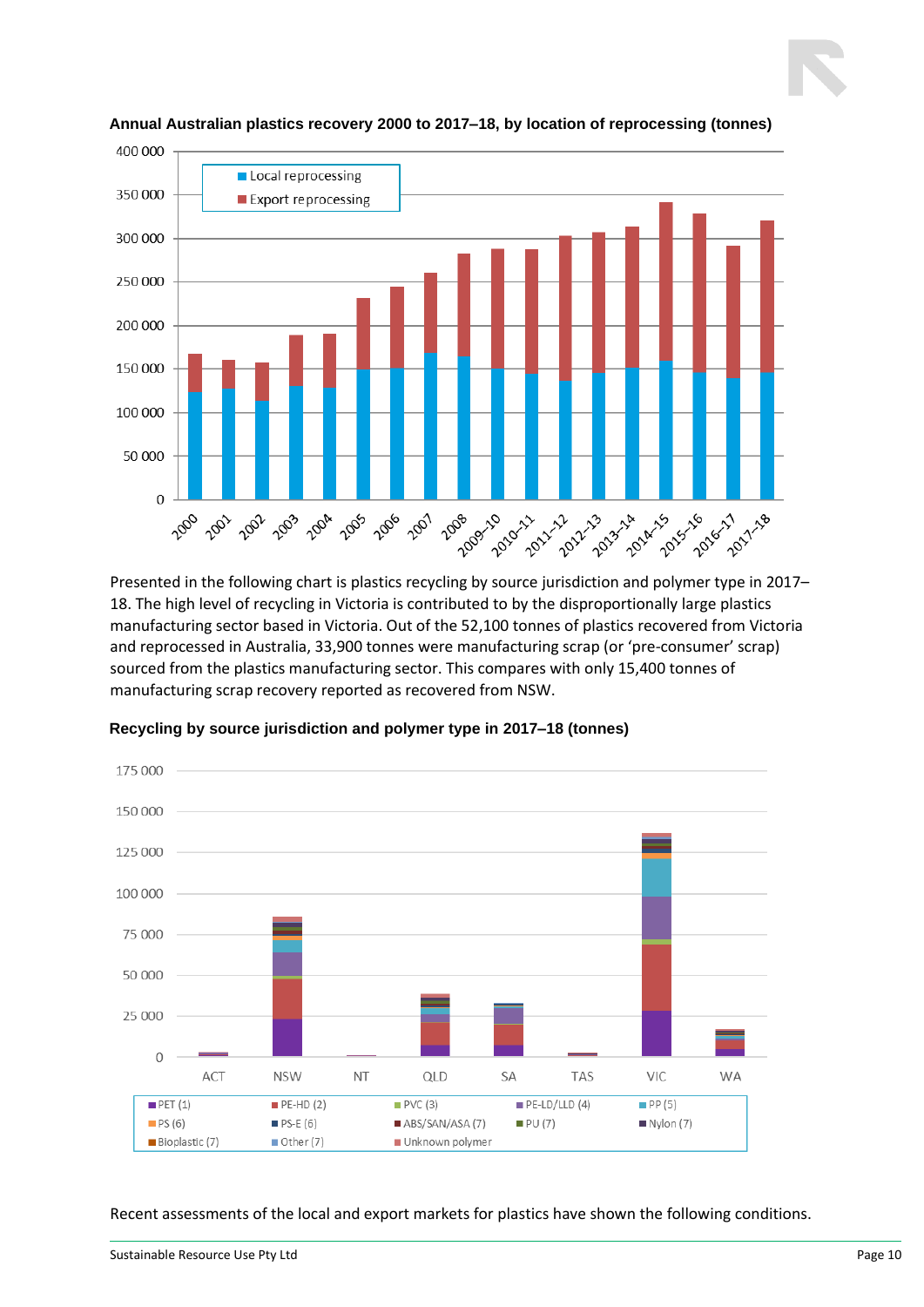**Annual Australian plastics recovery 2000 to 2017–18, by location of reprocessing (tonnes)**

Presented in the following chart is plastics recycling by source jurisdiction and polymer type in 2017–18. The high level of recycling in Victoria is contributed to by the disproportionally large plastics manufacturing sector based in Victoria. Out of the 52,100 tonnes of plastics recovered from Victoria and reprocessed in Australia, 33,900 tonnes were manufacturing scrap (or 'pre-consumer' scrap) sourced from the plastics manufacturing sector. This compares with only 15,400 tonnes of manufacturing scrap recovery reported as recovered from NSW.

**Recycling by source jurisdiction and polymer type in 2017–18 (tonnes)**

Recent assessments of the local and export markets for plastics have shown the following conditions.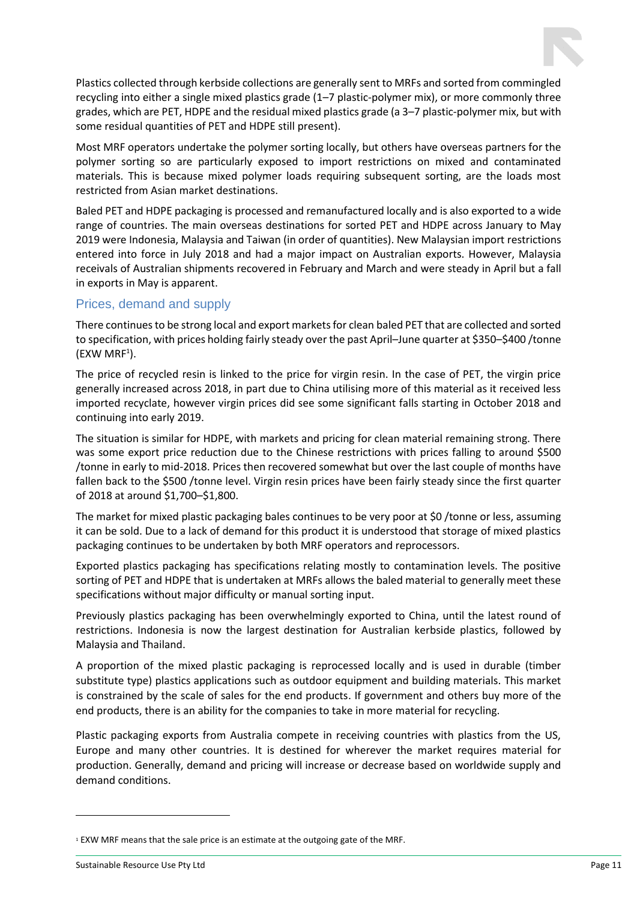Plastics collected through kerbside collections are generally sent to MRFs and sorted from commingled recycling into either a single mixed plastics grade (1–7 plastic-polymer mix), or more commonly three grades, which are PET, HDPE and the residual mixed plastics grade (a 3–7 plastic-polymer mix, but with some residual quantities of PET and HDPE still present).

Most MRF operators undertake the polymer sorting locally, but others have overseas partners for the polymer sorting so are particularly exposed to import restrictions on mixed and contaminated materials. This is because mixed polymer loads requiring subsequent sorting, are the loads most restricted from Asian market destinations.

Baled PET and HDPE packaging is processed and remanufactured locally and is also exported to a wide range of countries. The main overseas destinations for sorted PET and HDPE across January to May 2019 were Indonesia, Malaysia and Taiwan (in order of quantities). New Malaysian import restrictions entered into force in July 2018 and had a major impact on Australian exports. However, Malaysia receivals of Australian shipments recovered in February and March and were steady in April but a fall in exports in May is apparent.

## Prices, demand and supply

There continues to be strong local and export markets for clean baled PET that are collected and sorted to specification, with prices holding fairly steady over the past April–June quarter at $350–$400 /tonne (EXW MRF[1]).

The price of recycled resin is linked to the price for virgin resin. In the case of PET, the virgin price generally increased across 2018, in part due to China utilising more of this material as it received less imported recyclate, however virgin prices did see some significant falls starting in October 2018 and continuing into early 2019.

The situation is similar for HDPE, with markets and pricing for clean material remaining strong. There was some export price reduction due to the Chinese restrictions with prices falling to around $500 /tonne in early to mid-2018. Prices then recovered somewhat but over the last couple of months have fallen back to the $500 /tonne level. Virgin resin prices have been fairly steady since the first quarter of 2018 at around $1,700–$1,800.

The market for mixed plastic packaging bales continues to be very poor at $0 /tonne or less, assuming it can be sold. Due to a lack of demand for this product it is understood that storage of mixed plastics packaging continues to be undertaken by both MRF operators and reprocessors.

Exported plastics packaging has specifications relating mostly to contamination levels. The positive sorting of PET and HDPE that is undertaken at MRFs allows the baled material to generally meet these specifications without major difficulty or manual sorting input.

Previously plastics packaging has been overwhelmingly exported to China, until the latest round of restrictions. Indonesia is now the largest destination for Australian kerbside plastics, followed by Malaysia and Thailand.

A proportion of the mixed plastic packaging is reprocessed locally and is used in durable (timber substitute type) plastics applications such as outdoor equipment and building materials. This market is constrained by the scale of sales for the end products. If government and others buy more of the end products, there is an ability for the companies to take in more material for recycling.

Plastic packaging exports from Australia compete in receiving countries with plastics from the US, Europe and many other countries. It is destined for wherever the market requires material for production. Generally, demand and pricing will increase or decrease based on worldwide supply and demand conditions.

---

[1] EXW MRF means that the sale price is an estimate at the outgoing gate of the MRF.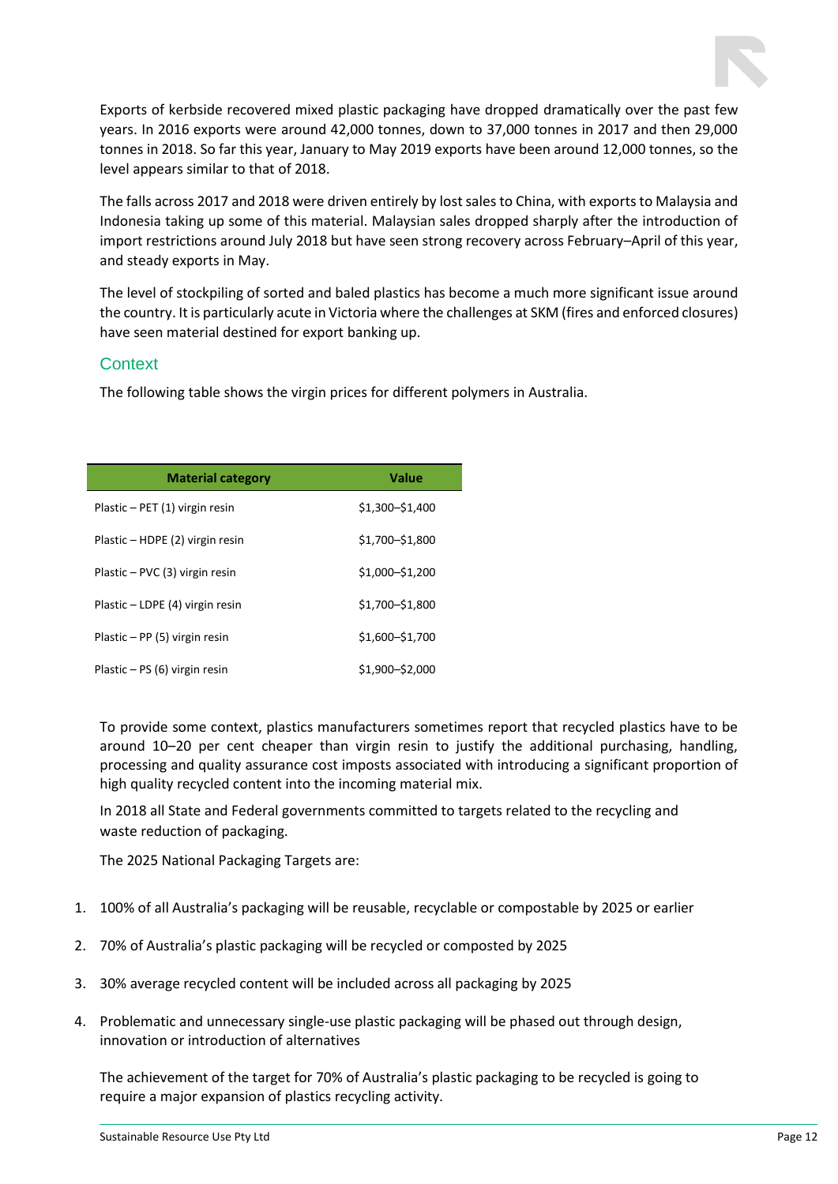Exports of kerbside recovered mixed plastic packaging have dropped dramatically over the past few years. In 2016 exports were around 42,000 tonnes, down to 37,000 tonnes in 2017 and then 29,000 tonnes in 2018. So far this year, January to May 2019 exports have been around 12,000 tonnes, so the level appears similar to that of 2018.

The falls across 2017 and 2018 were driven entirely by lost sales to China, with exports to Malaysia and Indonesia taking up some of this material. Malaysian sales dropped sharply after the introduction of import restrictions around July 2018 but have seen strong recovery across February–April of this year, and steady exports in May.

The level of stockpiling of sorted and baled plastics has become a much more significant issue around the country. It is particularly acute in Victoria where the challenges at SKM (fires and enforced closures) have seen material destined for export banking up.

## Context

The following table shows the virgin prices for different polymers in Australia.

| Material category | Value |
|---|---|
| Plastic – PET (1) virgin resin | \$1,300–\$1,400 |
| Plastic – HDPE (2) virgin resin | \$1,700–\$1,800 |
| Plastic – PVC (3) virgin resin | \$1,000–\$1,200 |
| Plastic – LDPE (4) virgin resin | \$1,700–\$1,800 |
| Plastic – PP (5) virgin resin | \$1,600–\$1,700 |
| Plastic – PS (6) virgin resin | \$1,900–\$2,000 |

To provide some context, plastics manufacturers sometimes report that recycled plastics have to be around 10–20 per cent cheaper than virgin resin to justify the additional purchasing, handling, processing and quality assurance cost imposts associated with introducing a significant proportion of high quality recycled content into the incoming material mix.

In 2018 all State and Federal governments committed to targets related to the recycling and waste reduction of packaging.

The 2025 National Packaging Targets are:

1. 100% of all Australia's packaging will be reusable, recyclable or compostable by 2025 or earlier
2. 70% of Australia's plastic packaging will be recycled or composted by 2025
3. 30% average recycled content will be included across all packaging by 2025
4. Problematic and unnecessary single-use plastic packaging will be phased out through design, innovation or introduction of alternatives

The achievement of the target for 70% of Australia's plastic packaging to be recycled is going to require a major expansion of plastics recycling activity.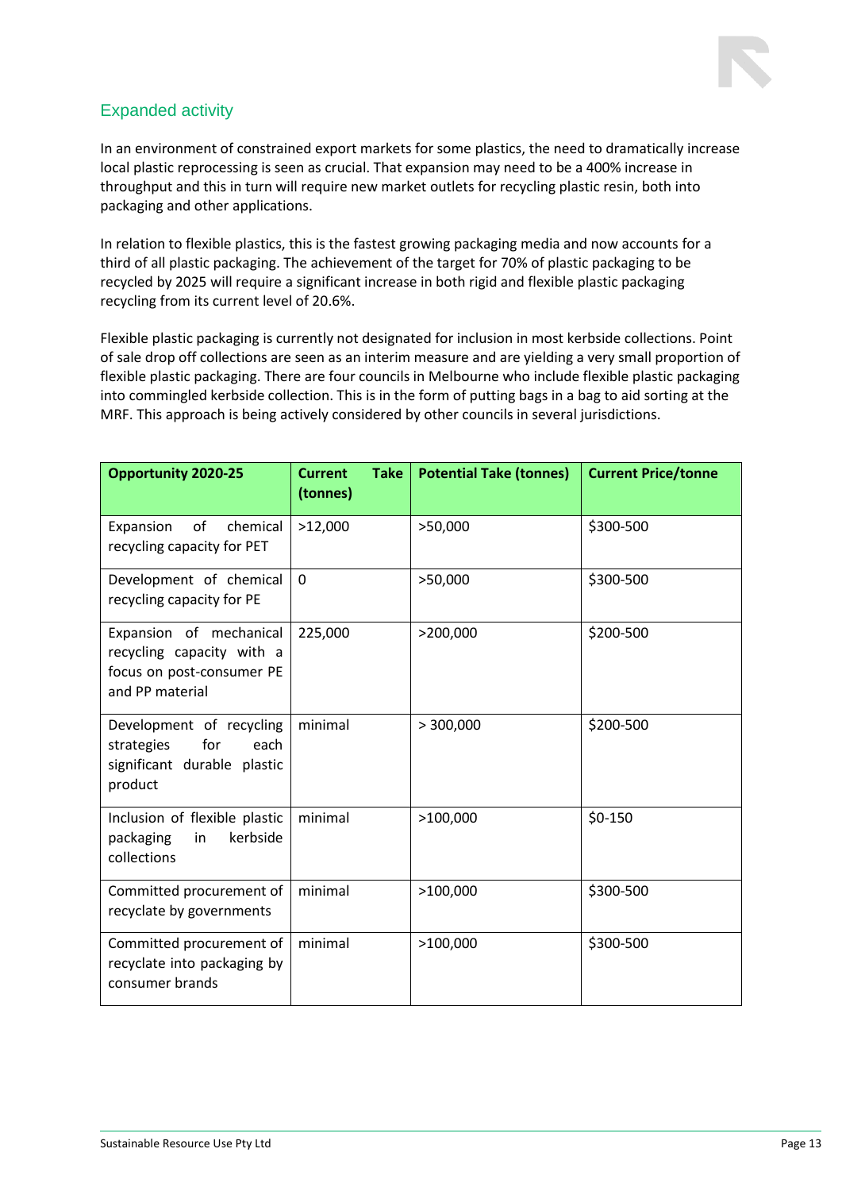## Expanded activity

In an environment of constrained export markets for some plastics, the need to dramatically increase local plastic reprocessing is seen as crucial. That expansion may need to be a 400% increase in throughput and this in turn will require new market outlets for recycling plastic resin, both into packaging and other applications.

In relation to flexible plastics, this is the fastest growing packaging media and now accounts for a third of all plastic packaging. The achievement of the target for 70% of plastic packaging to be recycled by 2025 will require a significant increase in both rigid and flexible plastic packaging recycling from its current level of 20.6%.

Flexible plastic packaging is currently not designated for inclusion in most kerbside collections. Point of sale drop off collections are seen as an interim measure and are yielding a very small proportion of flexible plastic packaging. There are four councils in Melbourne who include flexible plastic packaging into commingled kerbside collection. This is in the form of putting bags in a bag to aid sorting at the MRF. This approach is being actively considered by other councils in several jurisdictions.

| Opportunity 2020-25 | Current Take (tonnes) | Potential Take (tonnes) | Current Price/tonne |
|---|---|---|---|
| Expansion of chemical recycling capacity for PET | >12,000 | >50,000 | $300-500 |
| Development of chemical recycling capacity for PE | 0 | >50,000 | $300-500 |
| Expansion of mechanical recycling capacity with a focus on post-consumer PE and PP material | 225,000 | >200,000 | $200-500 |
| Development of recycling strategies for each significant durable plastic product | minimal | > 300,000 | $200-500 |
| Inclusion of flexible plastic packaging in kerbside collections | minimal | >100,000 | $0-150 |
| Committed procurement of recyclate by governments | minimal | >100,000 | $300-500 |
| Committed procurement of recyclate into packaging by consumer brands | minimal | >100,000 | $300-500 |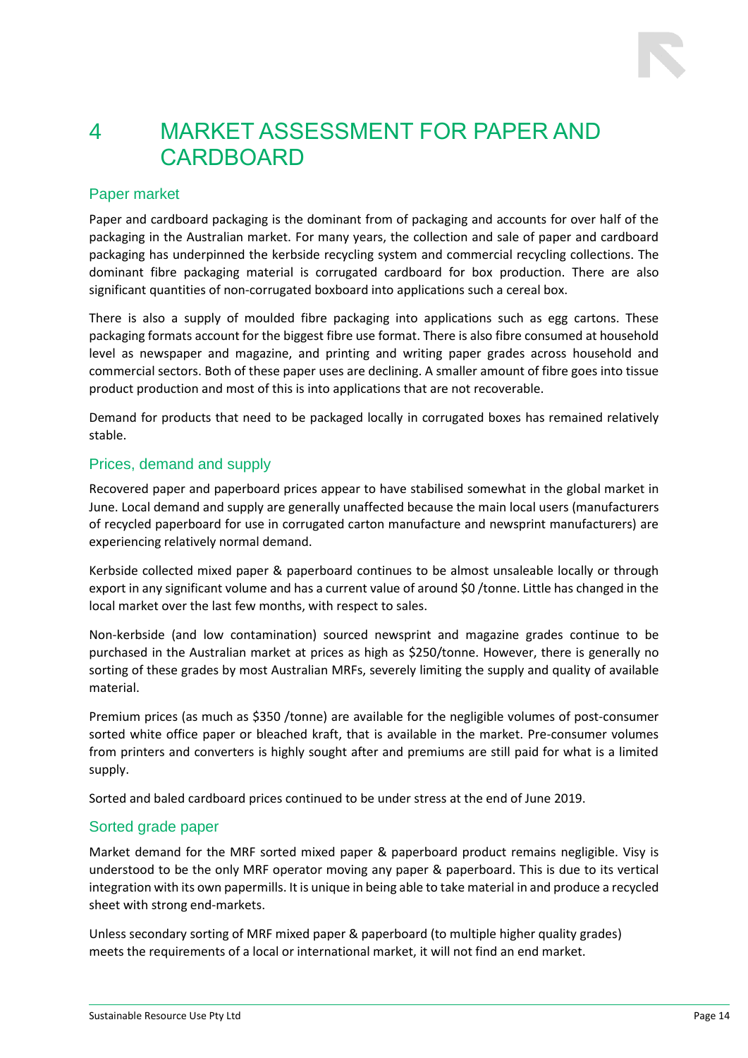# 4 MARKET ASSESSMENT FOR PAPER AND CARDBOARD

## Paper market

Paper and cardboard packaging is the dominant from of packaging and accounts for over half of the packaging in the Australian market. For many years, the collection and sale of paper and cardboard packaging has underpinned the kerbside recycling system and commercial recycling collections. The dominant fibre packaging material is corrugated cardboard for box production. There are also significant quantities of non-corrugated boxboard into applications such a cereal box.

There is also a supply of moulded fibre packaging into applications such as egg cartons. These packaging formats account for the biggest fibre use format. There is also fibre consumed at household level as newspaper and magazine, and printing and writing paper grades across household and commercial sectors. Both of these paper uses are declining. A smaller amount of fibre goes into tissue product production and most of this is into applications that are not recoverable.

Demand for products that need to be packaged locally in corrugated boxes has remained relatively stable.

## Prices, demand and supply

Recovered paper and paperboard prices appear to have stabilised somewhat in the global market in June. Local demand and supply are generally unaffected because the main local users (manufacturers of recycled paperboard for use in corrugated carton manufacture and newsprint manufacturers) are experiencing relatively normal demand.

Kerbside collected mixed paper & paperboard continues to be almost unsaleable locally or through export in any significant volume and has a current value of around $0 /tonne. Little has changed in the local market over the last few months, with respect to sales.

Non-kerbside (and low contamination) sourced newsprint and magazine grades continue to be purchased in the Australian market at prices as high as $250/tonne. However, there is generally no sorting of these grades by most Australian MRFs, severely limiting the supply and quality of available material.

Premium prices (as much as $350 /tonne) are available for the negligible volumes of post-consumer sorted white office paper or bleached kraft, that is available in the market. Pre-consumer volumes from printers and converters is highly sought after and premiums are still paid for what is a limited supply.

Sorted and baled cardboard prices continued to be under stress at the end of June 2019.

## Sorted grade paper

Market demand for the MRF sorted mixed paper & paperboard product remains negligible. Visy is understood to be the only MRF operator moving any paper & paperboard. This is due to its vertical integration with its own papermills. It is unique in being able to take material in and produce a recycled sheet with strong end-markets.

Unless secondary sorting of MRF mixed paper & paperboard (to multiple higher quality grades) meets the requirements of a local or international market, it will not find an end market.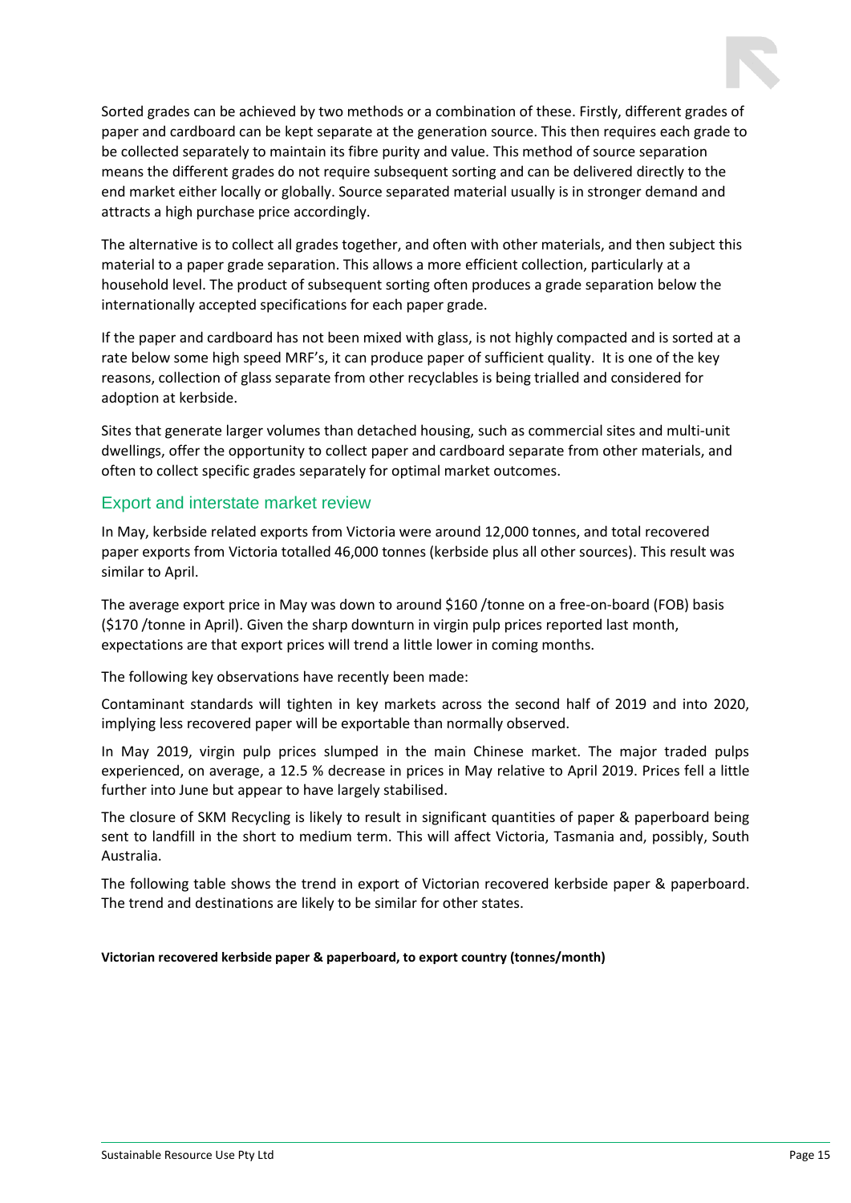Sorted grades can be achieved by two methods or a combination of these. Firstly, different grades of paper and cardboard can be kept separate at the generation source. This then requires each grade to be collected separately to maintain its fibre purity and value. This method of source separation means the different grades do not require subsequent sorting and can be delivered directly to the end market either locally or globally. Source separated material usually is in stronger demand and attracts a high purchase price accordingly.

The alternative is to collect all grades together, and often with other materials, and then subject this material to a paper grade separation. This allows a more efficient collection, particularly at a household level. The product of subsequent sorting often produces a grade separation below the internationally accepted specifications for each paper grade.

If the paper and cardboard has not been mixed with glass, is not highly compacted and is sorted at a rate below some high speed MRF's, it can produce paper of sufficient quality. It is one of the key reasons, collection of glass separate from other recyclables is being trialled and considered for adoption at kerbside.

Sites that generate larger volumes than detached housing, such as commercial sites and multi-unit dwellings, offer the opportunity to collect paper and cardboard separate from other materials, and often to collect specific grades separately for optimal market outcomes.

## Export and interstate market review

In May, kerbside related exports from Victoria were around 12,000 tonnes, and total recovered paper exports from Victoria totalled 46,000 tonnes (kerbside plus all other sources). This result was similar to April.

The average export price in May was down to around $160 /tonne on a free-on-board (FOB) basis ($170 /tonne in April). Given the sharp downturn in virgin pulp prices reported last month, expectations are that export prices will trend a little lower in coming months.

The following key observations have recently been made:

Contaminant standards will tighten in key markets across the second half of 2019 and into 2020, implying less recovered paper will be exportable than normally observed.

In May 2019, virgin pulp prices slumped in the main Chinese market. The major traded pulps experienced, on average, a 12.5 % decrease in prices in May relative to April 2019. Prices fell a little further into June but appear to have largely stabilised.

The closure of SKM Recycling is likely to result in significant quantities of paper & paperboard being sent to landfill in the short to medium term. This will affect Victoria, Tasmania and, possibly, South Australia.

The following table shows the trend in export of Victorian recovered kerbside paper & paperboard. The trend and destinations are likely to be similar for other states.

**Victorian recovered kerbside paper & paperboard, to export country (tonnes/month)**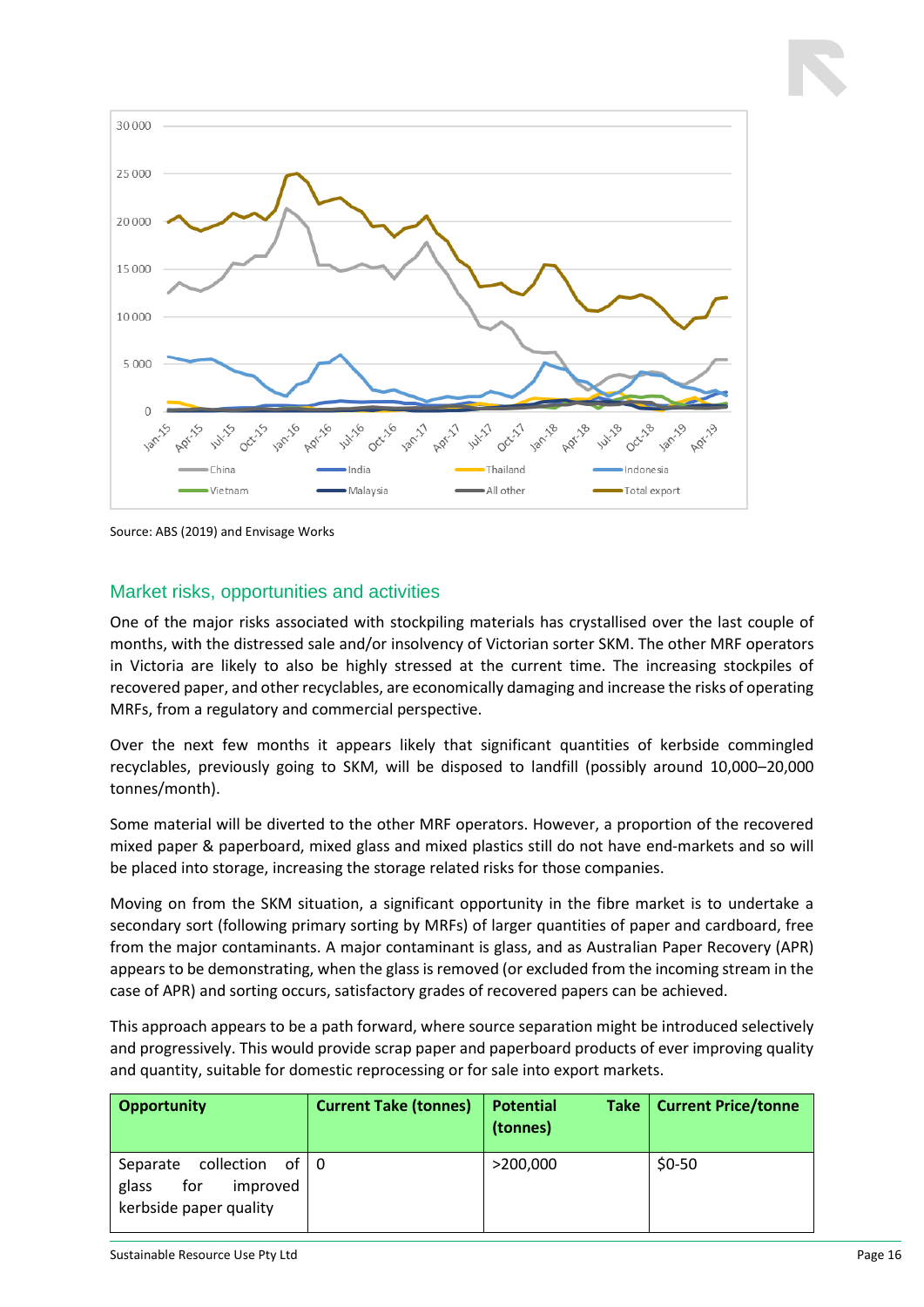Source: ABS (2019) and Envisage Works

## Market risks, opportunities and activities

One of the major risks associated with stockpiling materials has crystallised over the last couple of months, with the distressed sale and/or insolvency of Victorian sorter SKM. The other MRF operators in Victoria are likely to also be highly stressed at the current time. The increasing stockpiles of recovered paper, and other recyclables, are economically damaging and increase the risks of operating MRFs, from a regulatory and commercial perspective.

Over the next few months it appears likely that significant quantities of kerbside commingled recyclables, previously going to SKM, will be disposed to landfill (possibly around 10,000–20,000 tonnes/month).

Some material will be diverted to the other MRF operators. However, a proportion of the recovered mixed paper & paperboard, mixed glass and mixed plastics still do not have end-markets and so will be placed into storage, increasing the storage related risks for those companies.

Moving on from the SKM situation, a significant opportunity in the fibre market is to undertake a secondary sort (following primary sorting by MRFs) of larger quantities of paper and cardboard, free from the major contaminants. A major contaminant is glass, and as Australian Paper Recovery (APR) appears to be demonstrating, when the glass is removed (or excluded from the incoming stream in the case of APR) and sorting occurs, satisfactory grades of recovered papers can be achieved.

This approach appears to be a path forward, where source separation might be introduced selectively and progressively. This would provide scrap paper and paperboard products of ever improving quality and quantity, suitable for domestic reprocessing or for sale into export markets.

| Opportunity | Current Take (tonnes) | Potential Take (tonnes) | Current Price/tonne |
|---|---|---|---|
| Separate collection of glass for improved kerbside paper quality | 0 | >200,000 | $0-50 |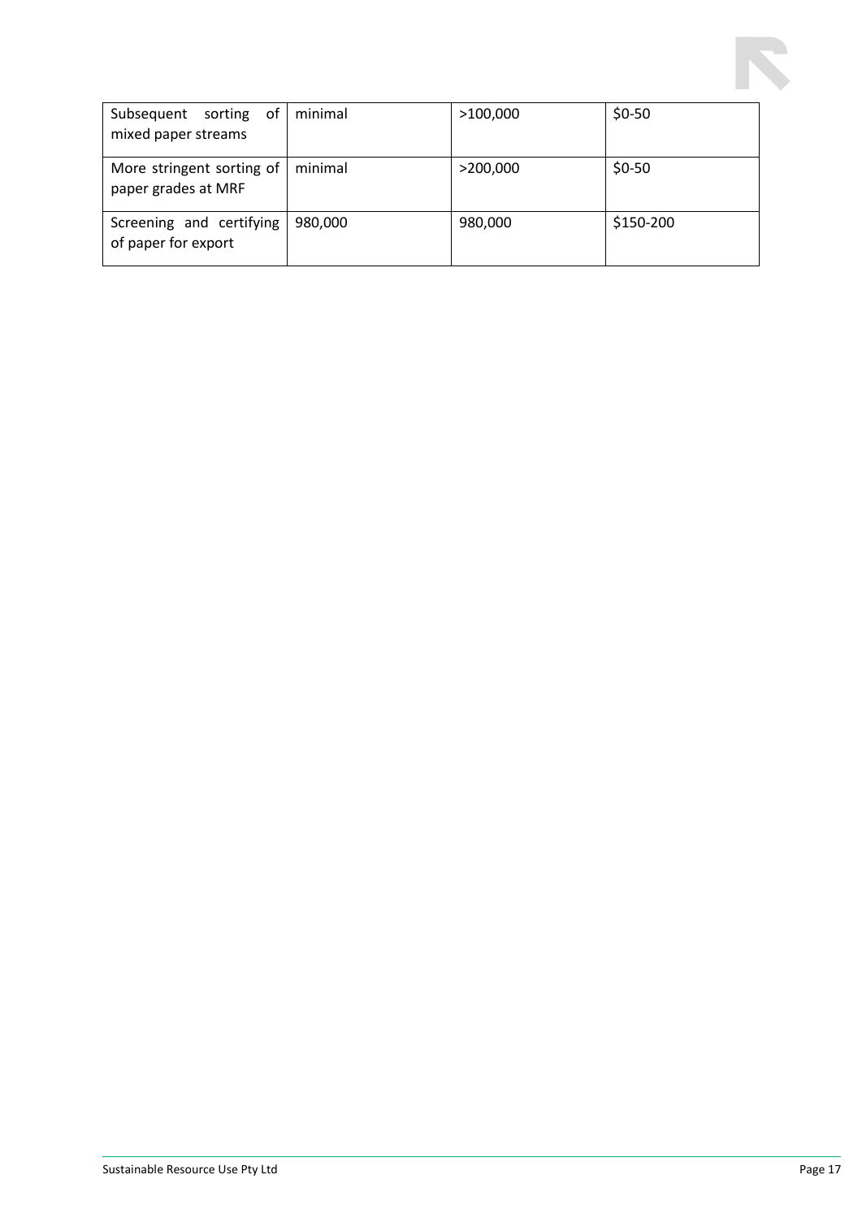| | | | |
|---|---|---|---|
| Subsequent sorting of mixed paper streams | minimal | >100,000 | $0-50 |
| More stringent sorting of paper grades at MRF | minimal | >200,000 | $0-50 |
| Screening and certifying of paper for export | 980,000 | 980,000 | $150-200 |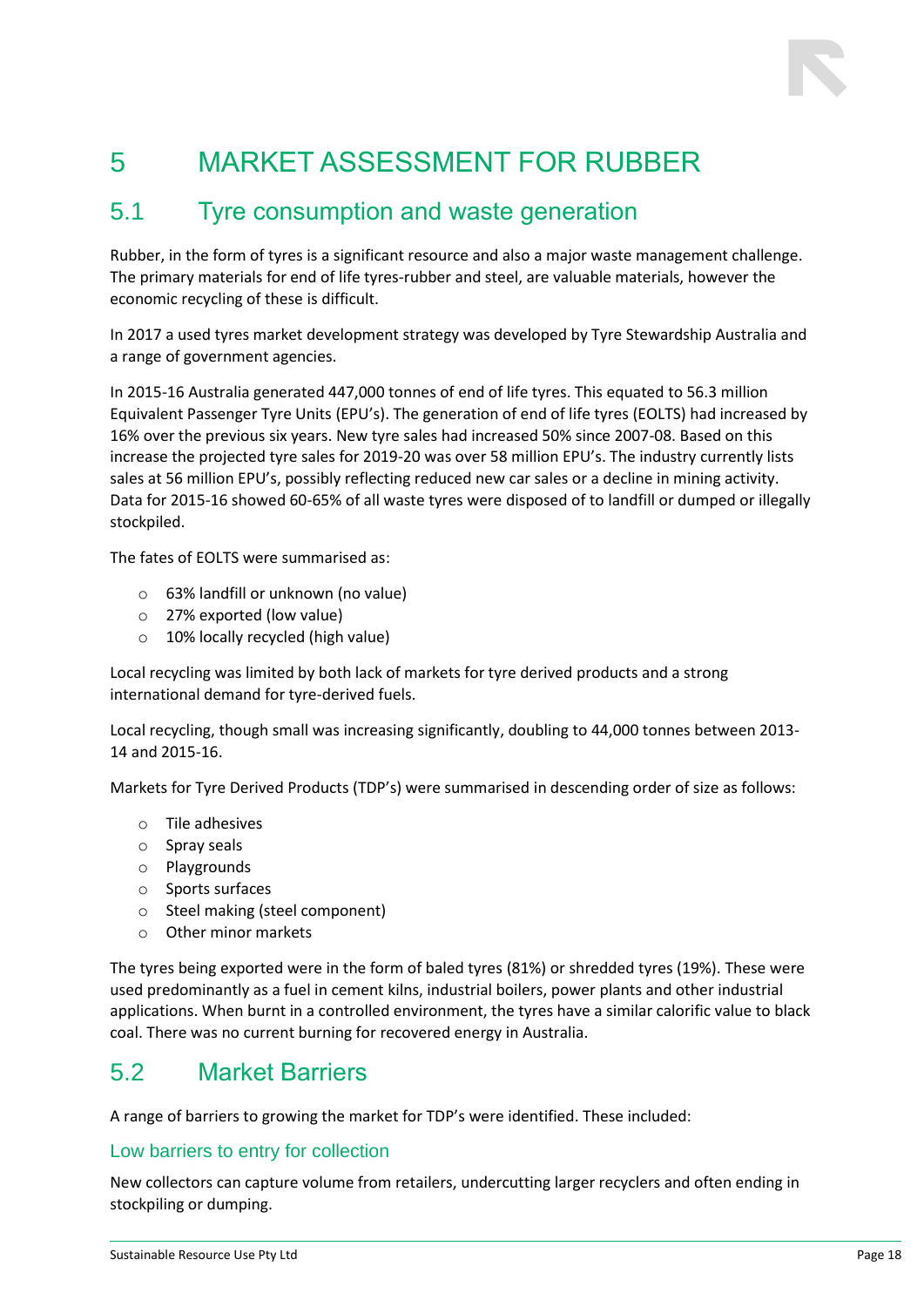# 5 MARKET ASSESSMENT FOR RUBBER

## 5.1 Tyre consumption and waste generation

Rubber, in the form of tyres is a significant resource and also a major waste management challenge. The primary materials for end of life tyres-rubber and steel, are valuable materials, however the economic recycling of these is difficult.

In 2017 a used tyres market development strategy was developed by Tyre Stewardship Australia and a range of government agencies.

In 2015-16 Australia generated 447,000 tonnes of end of life tyres. This equated to 56.3 million Equivalent Passenger Tyre Units (EPU's). The generation of end of life tyres (EOLTS) had increased by 16% over the previous six years. New tyre sales had increased 50% since 2007-08. Based on this increase the projected tyre sales for 2019-20 was over 58 million EPU's. The industry currently lists sales at 56 million EPU's, possibly reflecting reduced new car sales or a decline in mining activity. Data for 2015-16 showed 60-65% of all waste tyres were disposed of to landfill or dumped or illegally stockpiled.

The fates of EOLTS were summarised as:

- 63% landfill or unknown (no value)
- 27% exported (low value)
- 10% locally recycled (high value)

Local recycling was limited by both lack of markets for tyre derived products and a strong international demand for tyre-derived fuels.

Local recycling, though small was increasing significantly, doubling to 44,000 tonnes between 2013-14 and 2015-16.

Markets for Tyre Derived Products (TDP's) were summarised in descending order of size as follows:

- Tile adhesives
- Spray seals
- Playgrounds
- Sports surfaces
- Steel making (steel component)
- Other minor markets

The tyres being exported were in the form of baled tyres (81%) or shredded tyres (19%). These were used predominantly as a fuel in cement kilns, industrial boilers, power plants and other industrial applications. When burnt in a controlled environment, the tyres have a similar calorific value to black coal. There was no current burning for recovered energy in Australia.

## 5.2 Market Barriers

A range of barriers to growing the market for TDP's were identified. These included:

### Low barriers to entry for collection

New collectors can capture volume from retailers, undercutting larger recyclers and often ending in stockpiling or dumping.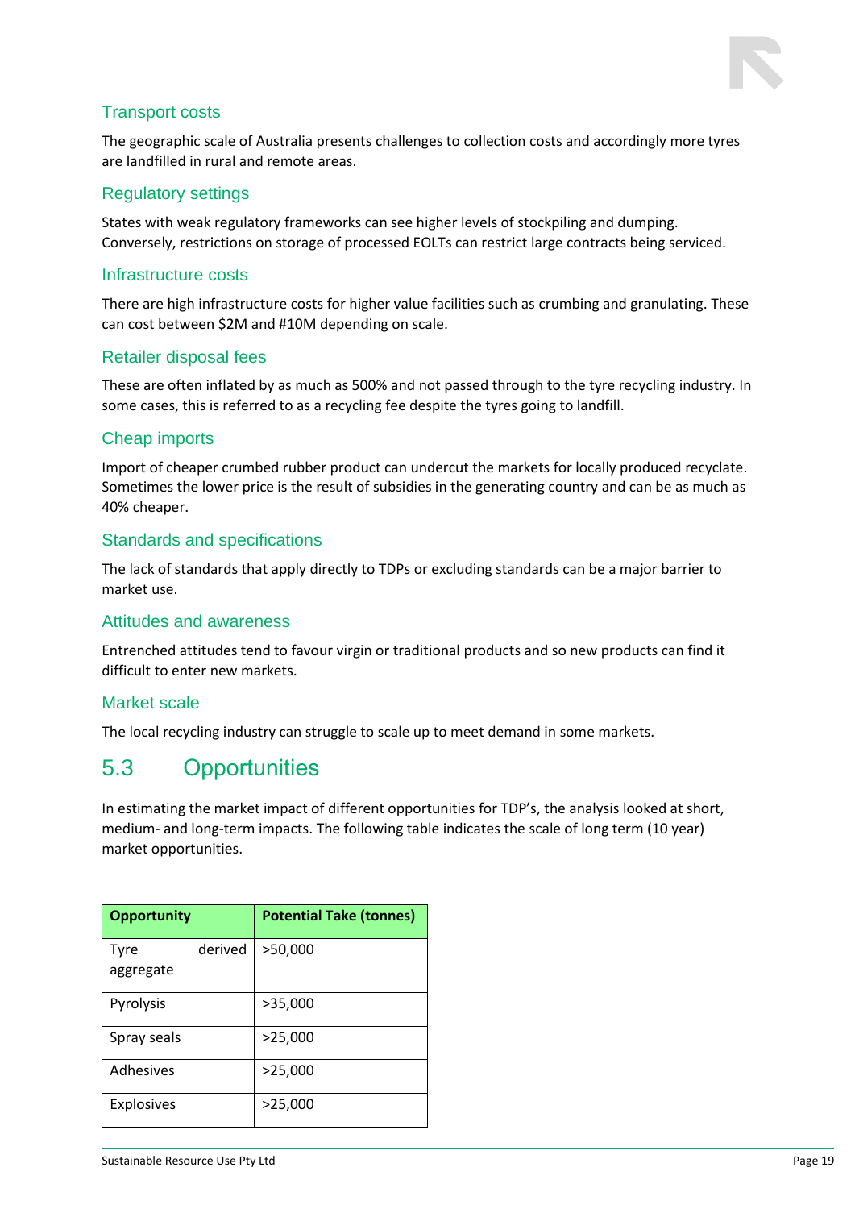### Transport costs

The geographic scale of Australia presents challenges to collection costs and accordingly more tyres are landfilled in rural and remote areas.

### Regulatory settings

States with weak regulatory frameworks can see higher levels of stockpiling and dumping. Conversely, restrictions on storage of processed EOLTs can restrict large contracts being serviced.

### Infrastructure costs

There are high infrastructure costs for higher value facilities such as crumbing and granulating. These can cost between $2M and #10M depending on scale.

### Retailer disposal fees

These are often inflated by as much as 500% and not passed through to the tyre recycling industry. In some cases, this is referred to as a recycling fee despite the tyres going to landfill.

### Cheap imports

Import of cheaper crumbed rubber product can undercut the markets for locally produced recyclate. Sometimes the lower price is the result of subsidies in the generating country and can be as much as 40% cheaper.

### Standards and specifications

The lack of standards that apply directly to TDPs or excluding standards can be a major barrier to market use.

### Attitudes and awareness

Entrenched attitudes tend to favour virgin or traditional products and so new products can find it difficult to enter new markets.

### Market scale

The local recycling industry can struggle to scale up to meet demand in some markets.

## 5.3 Opportunities

In estimating the market impact of different opportunities for TDP's, the analysis looked at short, medium- and long-term impacts. The following table indicates the scale of long term (10 year) market opportunities.

| Opportunity | Potential Take (tonnes) |
|---|---|
| Tyre derived aggregate | >50,000 |
| Pyrolysis | >35,000 |
| Spray seals | >25,000 |
| Adhesives | >25,000 |
| Explosives | >25,000 |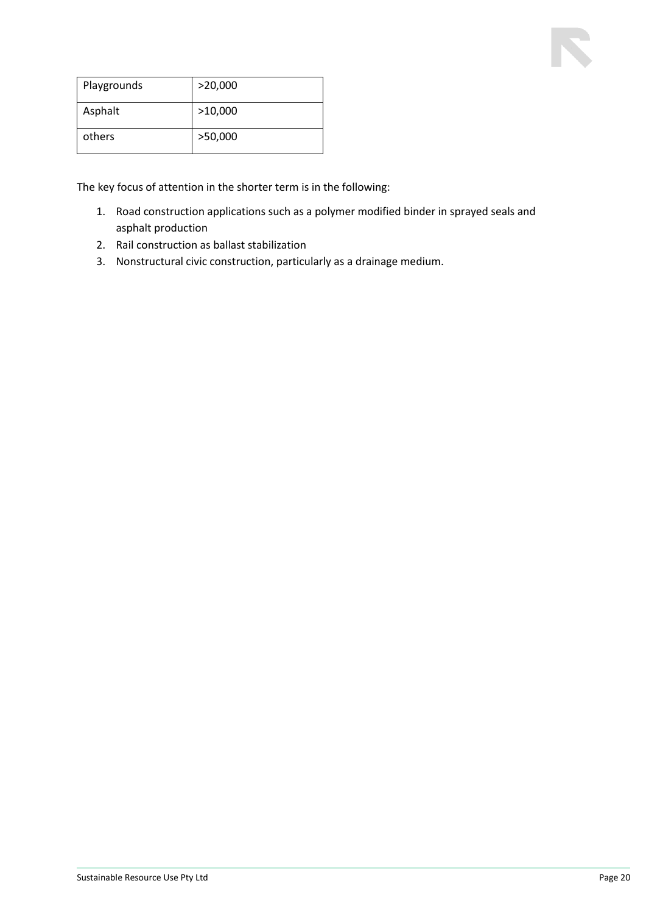| | |
|---|---|
| Playgrounds | >20,000 |
| Asphalt | >10,000 |
| others | >50,000 |

The key focus of attention in the shorter term is in the following:

1. Road construction applications such as a polymer modified binder in sprayed seals and asphalt production
2. Rail construction as ballast stabilization
3. Nonstructural civic construction, particularly as a drainage medium.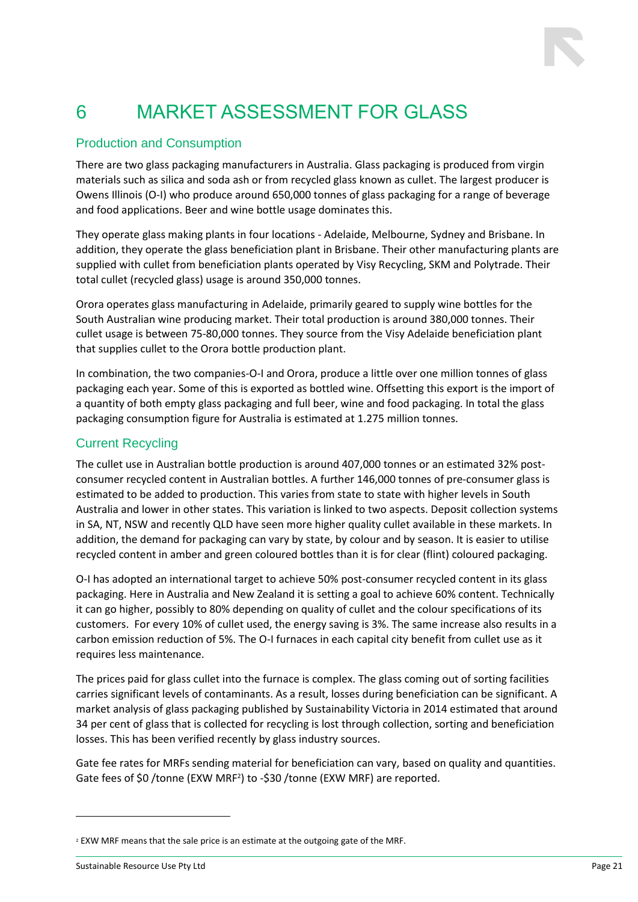# 6 MARKET ASSESSMENT FOR GLASS

## Production and Consumption

There are two glass packaging manufacturers in Australia. Glass packaging is produced from virgin materials such as silica and soda ash or from recycled glass known as cullet. The largest producer is Owens Illinois (O-I) who produce around 650,000 tonnes of glass packaging for a range of beverage and food applications. Beer and wine bottle usage dominates this.

They operate glass making plants in four locations - Adelaide, Melbourne, Sydney and Brisbane. In addition, they operate the glass beneficiation plant in Brisbane. Their other manufacturing plants are supplied with cullet from beneficiation plants operated by Visy Recycling, SKM and Polytrade. Their total cullet (recycled glass) usage is around 350,000 tonnes.

Orora operates glass manufacturing in Adelaide, primarily geared to supply wine bottles for the South Australian wine producing market. Their total production is around 380,000 tonnes. Their cullet usage is between 75-80,000 tonnes. They source from the Visy Adelaide beneficiation plant that supplies cullet to the Orora bottle production plant.

In combination, the two companies-O-I and Orora, produce a little over one million tonnes of glass packaging each year. Some of this is exported as bottled wine. Offsetting this export is the import of a quantity of both empty glass packaging and full beer, wine and food packaging. In total the glass packaging consumption figure for Australia is estimated at 1.275 million tonnes.

## Current Recycling

The cullet use in Australian bottle production is around 407,000 tonnes or an estimated 32% post-consumer recycled content in Australian bottles. A further 146,000 tonnes of pre-consumer glass is estimated to be added to production. This varies from state to state with higher levels in South Australia and lower in other states. This variation is linked to two aspects. Deposit collection systems in SA, NT, NSW and recently QLD have seen more higher quality cullet available in these markets. In addition, the demand for packaging can vary by state, by colour and by season. It is easier to utilise recycled content in amber and green coloured bottles than it is for clear (flint) coloured packaging.

O-I has adopted an international target to achieve 50% post-consumer recycled content in its glass packaging. Here in Australia and New Zealand it is setting a goal to achieve 60% content. Technically it can go higher, possibly to 80% depending on quality of cullet and the colour specifications of its customers. For every 10% of cullet used, the energy saving is 3%. The same increase also results in a carbon emission reduction of 5%. The O-I furnaces in each capital city benefit from cullet use as it requires less maintenance.

The prices paid for glass cullet into the furnace is complex. The glass coming out of sorting facilities carries significant levels of contaminants. As a result, losses during beneficiation can be significant. A market analysis of glass packaging published by Sustainability Victoria in 2014 estimated that around 34 per cent of glass that is collected for recycling is lost through collection, sorting and beneficiation losses. This has been verified recently by glass industry sources.

Gate fee rates for MRFs sending material for beneficiation can vary, based on quality and quantities. Gate fees of $0 /tonne (EXW MRF[2]) to -$30 /tonne (EXW MRF) are reported.

---

[2] EXW MRF means that the sale price is an estimate at the outgoing gate of the MRF.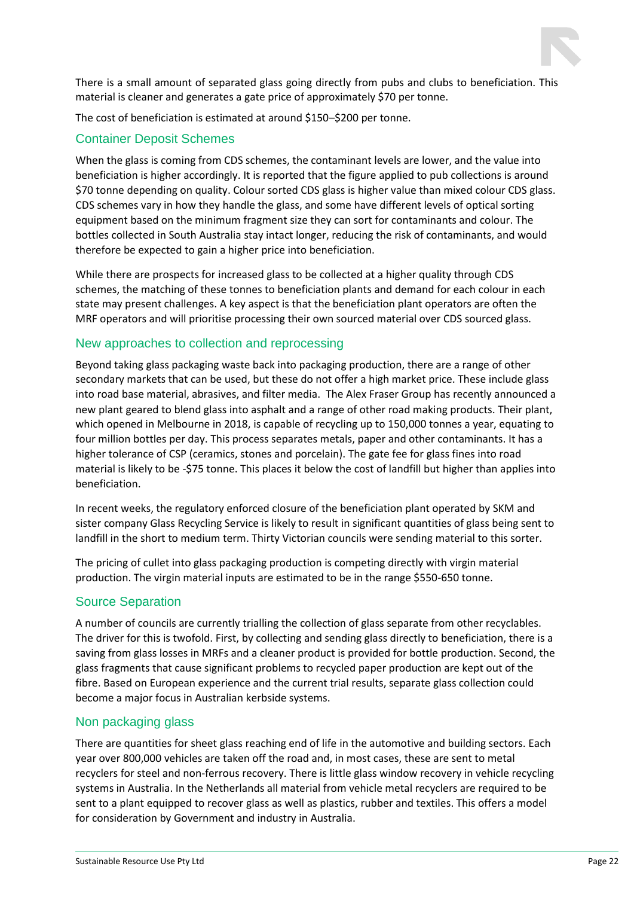There is a small amount of separated glass going directly from pubs and clubs to beneficiation. This material is cleaner and generates a gate price of approximately $70 per tonne.

The cost of beneficiation is estimated at around $150–$200 per tonne.

## Container Deposit Schemes

When the glass is coming from CDS schemes, the contaminant levels are lower, and the value into beneficiation is higher accordingly. It is reported that the figure applied to pub collections is around $70 tonne depending on quality. Colour sorted CDS glass is higher value than mixed colour CDS glass. CDS schemes vary in how they handle the glass, and some have different levels of optical sorting equipment based on the minimum fragment size they can sort for contaminants and colour. The bottles collected in South Australia stay intact longer, reducing the risk of contaminants, and would therefore be expected to gain a higher price into beneficiation.

While there are prospects for increased glass to be collected at a higher quality through CDS schemes, the matching of these tonnes to beneficiation plants and demand for each colour in each state may present challenges. A key aspect is that the beneficiation plant operators are often the MRF operators and will prioritise processing their own sourced material over CDS sourced glass.

## New approaches to collection and reprocessing

Beyond taking glass packaging waste back into packaging production, there are a range of other secondary markets that can be used, but these do not offer a high market price. These include glass into road base material, abrasives, and filter media. The Alex Fraser Group has recently announced a new plant geared to blend glass into asphalt and a range of other road making products. Their plant, which opened in Melbourne in 2018, is capable of recycling up to 150,000 tonnes a year, equating to four million bottles per day. This process separates metals, paper and other contaminants. It has a higher tolerance of CSP (ceramics, stones and porcelain). The gate fee for glass fines into road material is likely to be -$75 tonne. This places it below the cost of landfill but higher than applies into beneficiation.

In recent weeks, the regulatory enforced closure of the beneficiation plant operated by SKM and sister company Glass Recycling Service is likely to result in significant quantities of glass being sent to landfill in the short to medium term. Thirty Victorian councils were sending material to this sorter.

The pricing of cullet into glass packaging production is competing directly with virgin material production. The virgin material inputs are estimated to be in the range $550-650 tonne.

## Source Separation

A number of councils are currently trialling the collection of glass separate from other recyclables. The driver for this is twofold. First, by collecting and sending glass directly to beneficiation, there is a saving from glass losses in MRFs and a cleaner product is provided for bottle production. Second, the glass fragments that cause significant problems to recycled paper production are kept out of the fibre. Based on European experience and the current trial results, separate glass collection could become a major focus in Australian kerbside systems.

## Non packaging glass

There are quantities for sheet glass reaching end of life in the automotive and building sectors. Each year over 800,000 vehicles are taken off the road and, in most cases, these are sent to metal recyclers for steel and non-ferrous recovery. There is little glass window recovery in vehicle recycling systems in Australia. In the Netherlands all material from vehicle metal recyclers are required to be sent to a plant equipped to recover glass as well as plastics, rubber and textiles. This offers a model for consideration by Government and industry in Australia.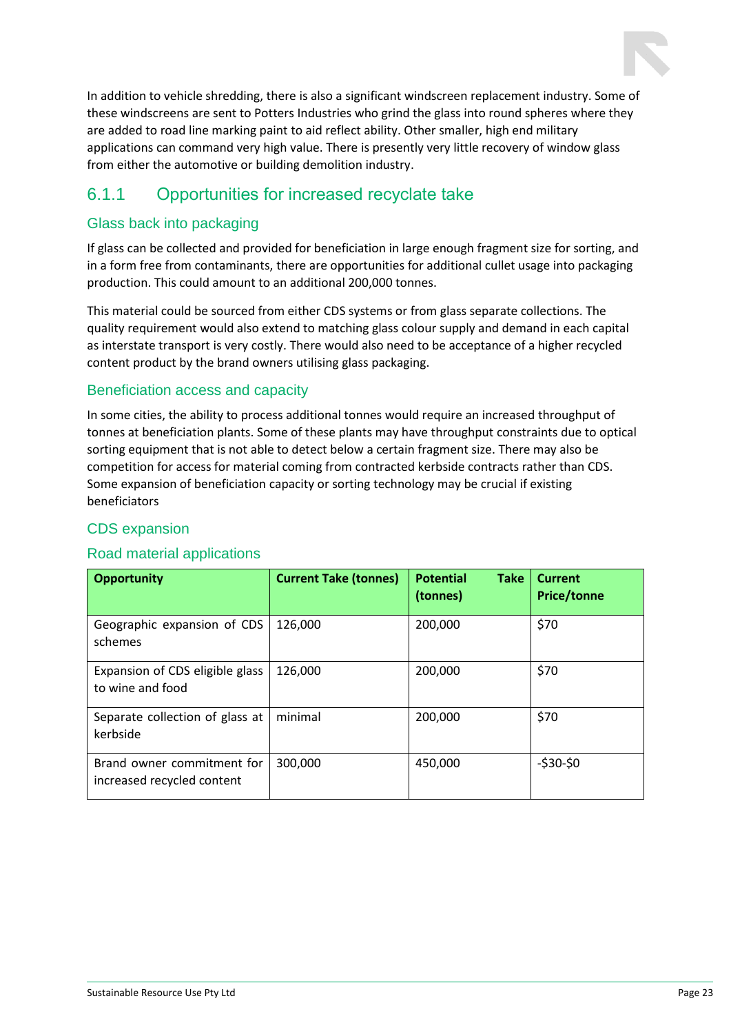In addition to vehicle shredding, there is also a significant windscreen replacement industry. Some of these windscreens are sent to Potters Industries who grind the glass into round spheres where they are added to road line marking paint to aid reflect ability. Other smaller, high end military applications can command very high value. There is presently very little recovery of window glass from either the automotive or building demolition industry.

### 6.1.1 Opportunities for increased recyclate take

#### Glass back into packaging

If glass can be collected and provided for beneficiation in large enough fragment size for sorting, and in a form free from contaminants, there are opportunities for additional cullet usage into packaging production. This could amount to an additional 200,000 tonnes.

This material could be sourced from either CDS systems or from glass separate collections. The quality requirement would also extend to matching glass colour supply and demand in each capital as interstate transport is very costly. There would also need to be acceptance of a higher recycled content product by the brand owners utilising glass packaging.

#### Beneficiation access and capacity

In some cities, the ability to process additional tonnes would require an increased throughput of tonnes at beneficiation plants. Some of these plants may have throughput constraints due to optical sorting equipment that is not able to detect below a certain fragment size. There may also be competition for access for material coming from contracted kerbside contracts rather than CDS. Some expansion of beneficiation capacity or sorting technology may be crucial if existing beneficiators

#### CDS expansion

#### Road material applications

| Opportunity | Current Take (tonnes) | Potential Take (tonnes) | Current Price/tonne |
|---|---|---|---|
| Geographic expansion of CDS schemes | 126,000 | 200,000 | $70 |
| Expansion of CDS eligible glass to wine and food | 126,000 | 200,000 | $70 |
| Separate collection of glass at kerbside | minimal | 200,000 | $70 |
| Brand owner commitment for increased recycled content | 300,000 | 450,000 | -$30-$0 |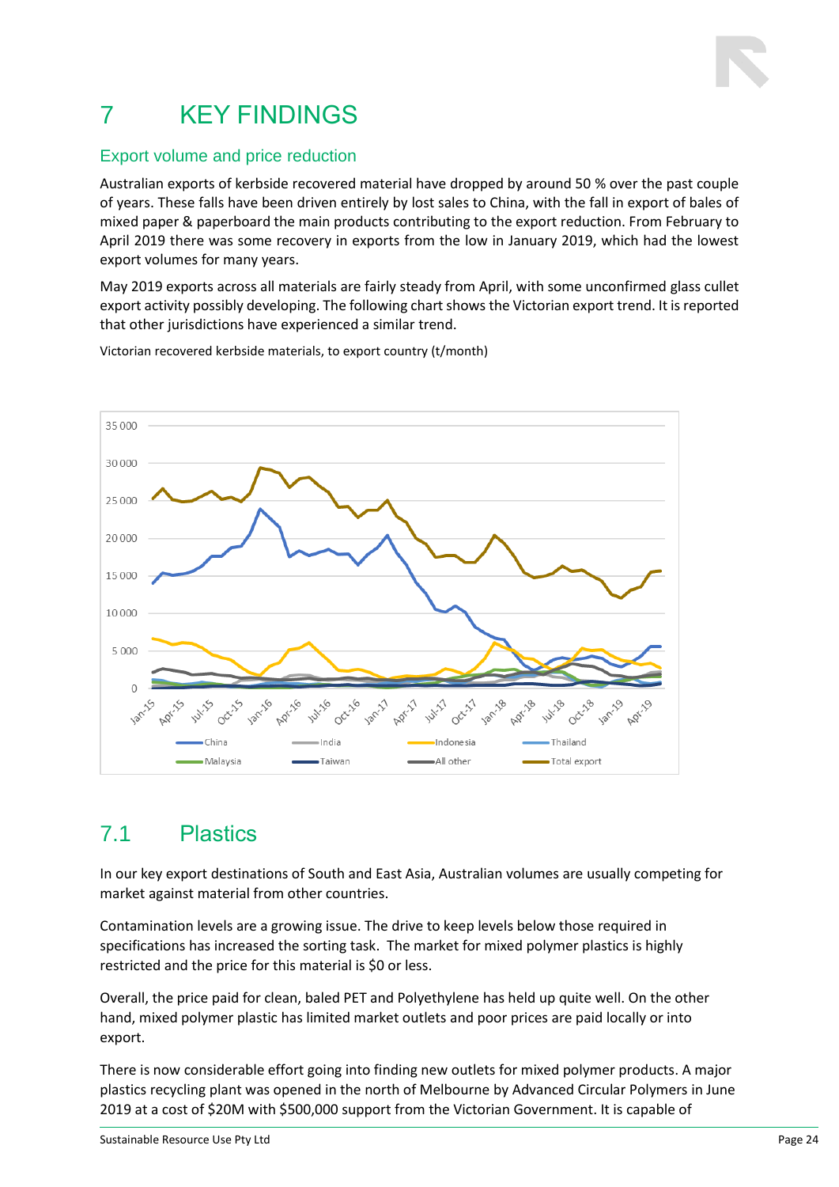# 7 KEY FINDINGS

## Export volume and price reduction

Australian exports of kerbside recovered material have dropped by around 50 % over the past couple of years. These falls have been driven entirely by lost sales to China, with the fall in export of bales of mixed paper & paperboard the main products contributing to the export reduction. From February to April 2019 there was some recovery in exports from the low in January 2019, which had the lowest export volumes for many years.

May 2019 exports across all materials are fairly steady from April, with some unconfirmed glass cullet export activity possibly developing. The following chart shows the Victorian export trend. It is reported that other jurisdictions have experienced a similar trend.

Victorian recovered kerbside materials, to export country (t/month)

## 7.1 Plastics

In our key export destinations of South and East Asia, Australian volumes are usually competing for market against material from other countries.

Contamination levels are a growing issue. The drive to keep levels below those required in specifications has increased the sorting task. The market for mixed polymer plastics is highly restricted and the price for this material is $0 or less.

Overall, the price paid for clean, baled PET and Polyethylene has held up quite well. On the other hand, mixed polymer plastic has limited market outlets and poor prices are paid locally or into export.

There is now considerable effort going into finding new outlets for mixed polymer products. A major plastics recycling plant was opened in the north of Melbourne by Advanced Circular Polymers in June 2019 at a cost of $20M with $500,000 support from the Victorian Government. It is capable of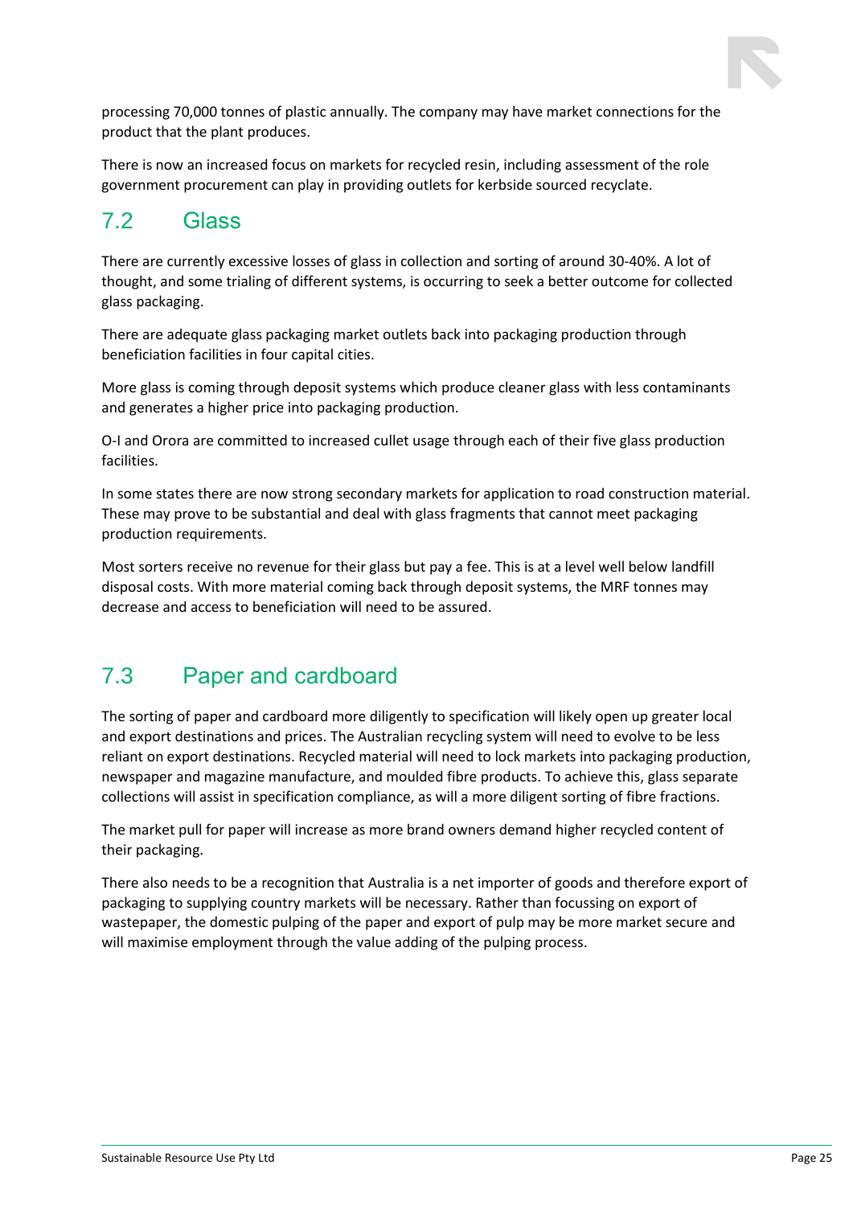processing 70,000 tonnes of plastic annually. The company may have market connections for the product that the plant produces.

There is now an increased focus on markets for recycled resin, including assessment of the role government procurement can play in providing outlets for kerbside sourced recyclate.

## 7.2 Glass

There are currently excessive losses of glass in collection and sorting of around 30-40%. A lot of thought, and some trialing of different systems, is occurring to seek a better outcome for collected glass packaging.

There are adequate glass packaging market outlets back into packaging production through beneficiation facilities in four capital cities.

More glass is coming through deposit systems which produce cleaner glass with less contaminants and generates a higher price into packaging production.

O-I and Orora are committed to increased cullet usage through each of their five glass production facilities.

In some states there are now strong secondary markets for application to road construction material. These may prove to be substantial and deal with glass fragments that cannot meet packaging production requirements.

Most sorters receive no revenue for their glass but pay a fee. This is at a level well below landfill disposal costs. With more material coming back through deposit systems, the MRF tonnes may decrease and access to beneficiation will need to be assured.

## 7.3 Paper and cardboard

The sorting of paper and cardboard more diligently to specification will likely open up greater local and export destinations and prices. The Australian recycling system will need to evolve to be less reliant on export destinations. Recycled material will need to lock markets into packaging production, newspaper and magazine manufacture, and moulded fibre products. To achieve this, glass separate collections will assist in specification compliance, as will a more diligent sorting of fibre fractions.

The market pull for paper will increase as more brand owners demand higher recycled content of their packaging.

There also needs to be a recognition that Australia is a net importer of goods and therefore export of packaging to supplying country markets will be necessary. Rather than focussing on export of wastepaper, the domestic pulping of the paper and export of pulp may be more market secure and will maximise employment through the value adding of the pulping process.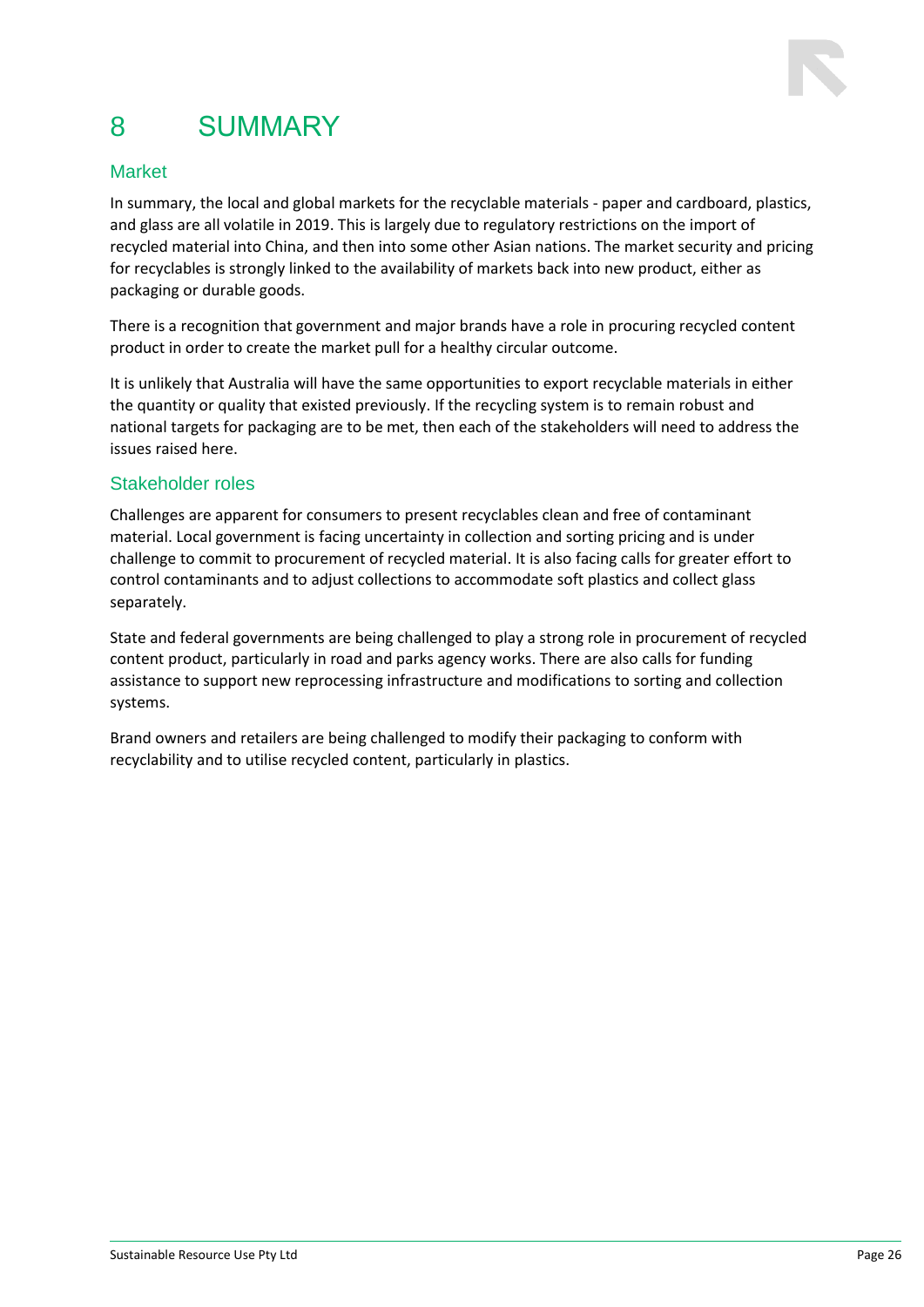# 8 SUMMARY

## Market

In summary, the local and global markets for the recyclable materials - paper and cardboard, plastics, and glass are all volatile in 2019. This is largely due to regulatory restrictions on the import of recycled material into China, and then into some other Asian nations. The market security and pricing for recyclables is strongly linked to the availability of markets back into new product, either as packaging or durable goods.

There is a recognition that government and major brands have a role in procuring recycled content product in order to create the market pull for a healthy circular outcome.

It is unlikely that Australia will have the same opportunities to export recyclable materials in either the quantity or quality that existed previously. If the recycling system is to remain robust and national targets for packaging are to be met, then each of the stakeholders will need to address the issues raised here.

## Stakeholder roles

Challenges are apparent for consumers to present recyclables clean and free of contaminant material. Local government is facing uncertainty in collection and sorting pricing and is under challenge to commit to procurement of recycled material. It is also facing calls for greater effort to control contaminants and to adjust collections to accommodate soft plastics and collect glass separately.

State and federal governments are being challenged to play a strong role in procurement of recycled content product, particularly in road and parks agency works. There are also calls for funding assistance to support new reprocessing infrastructure and modifications to sorting and collection systems.

Brand owners and retailers are being challenged to modify their packaging to conform with recyclability and to utilise recycled content, particularly in plastics.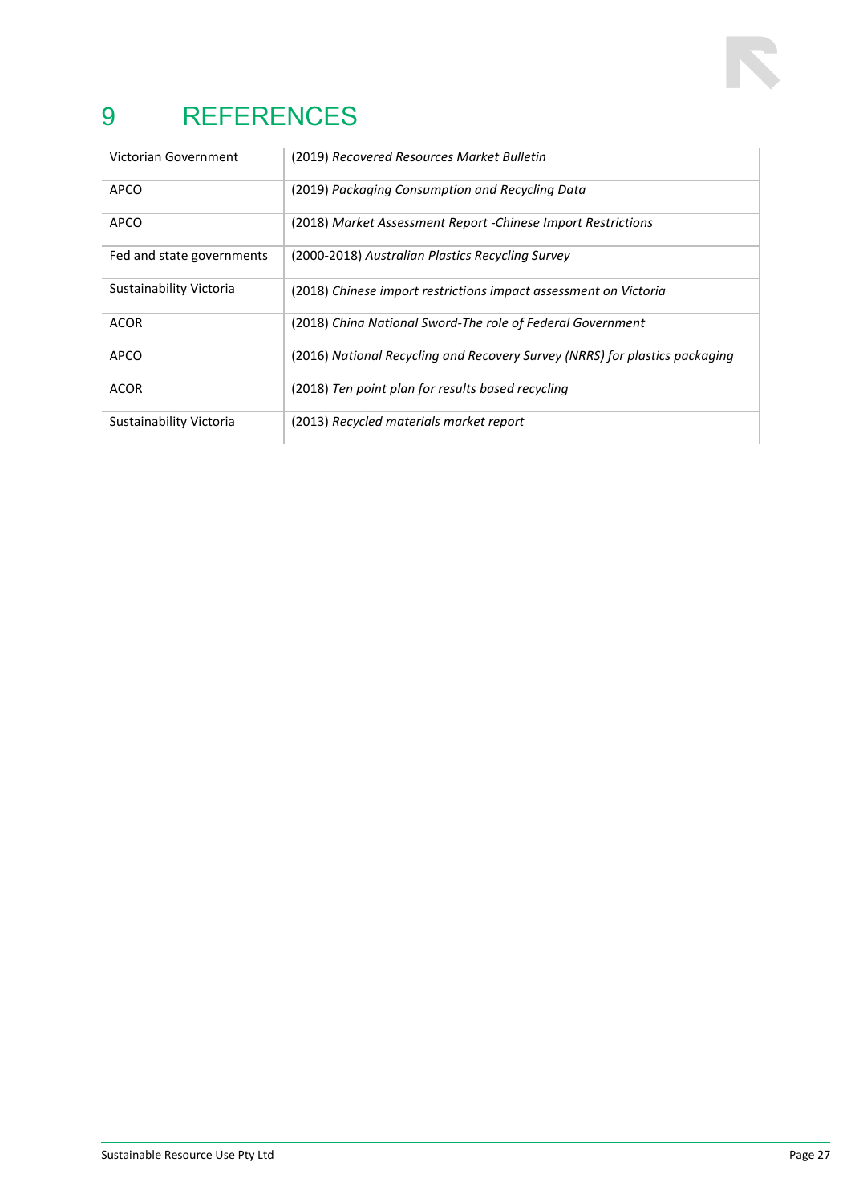# 9 REFERENCES

| | |
|---|---|
| Victorian Government | (2019) *Recovered Resources Market Bulletin* |
| APCO | (2019) *Packaging Consumption and Recycling Data* |
| APCO | (2018) *Market Assessment Report -Chinese Import Restrictions* |
| Fed and state governments | (2000-2018) *Australian Plastics Recycling Survey* |
| Sustainability Victoria | (2018) *Chinese import restrictions impact assessment on Victoria* |
| ACOR | (2018) *China National Sword-The role of Federal Government* |
| APCO | (2016) *National Recycling and Recovery Survey (NRRS) for plastics packaging* |
| ACOR | (2018) *Ten point plan for results based recycling* |
| Sustainability Victoria | (2013) *Recycled materials market report* |